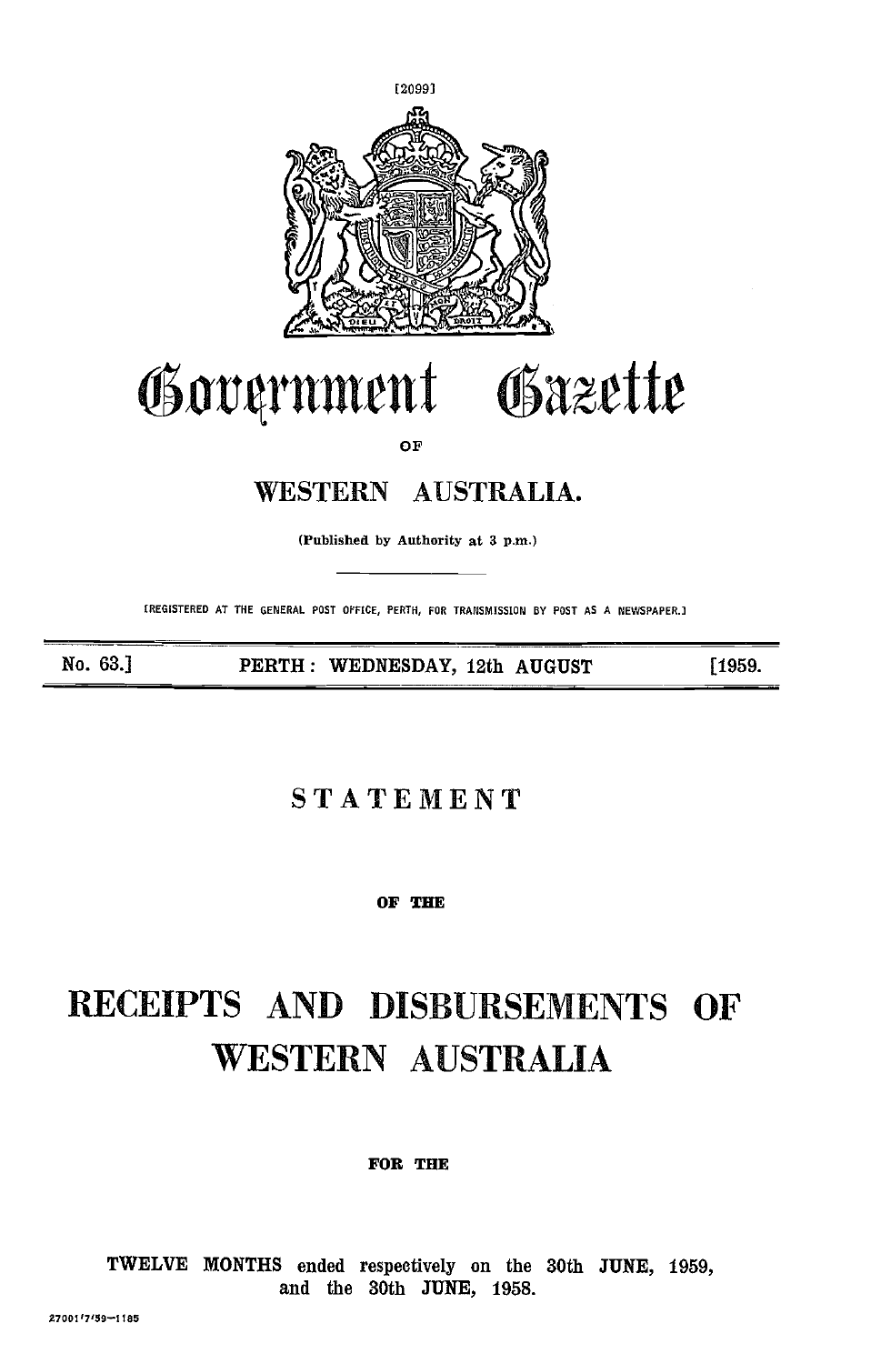[2099]

# Government Gazette

OF

## WESTERN AUSTRALIA.

(Published by Authority at 3 p.m.)

[REGISTERED AT THE GENERAL POST OFFICE, PERTH, FOR TRANSMISSION BY POST AS A NEWSPAPER.]

No. 63.] PERTH: WEDNESDAY, 12th AUGUST [1959.

## STATEMENT

OF THE

# RECEIPTS AND DISBURSEMENTS OF WESTERN AUSTRALIA

FOR THE

TWELVE MONTHS ended respectively on the 30th JUNE, 1959, and the 30th JUNE, 1958.

27001/7/59—1185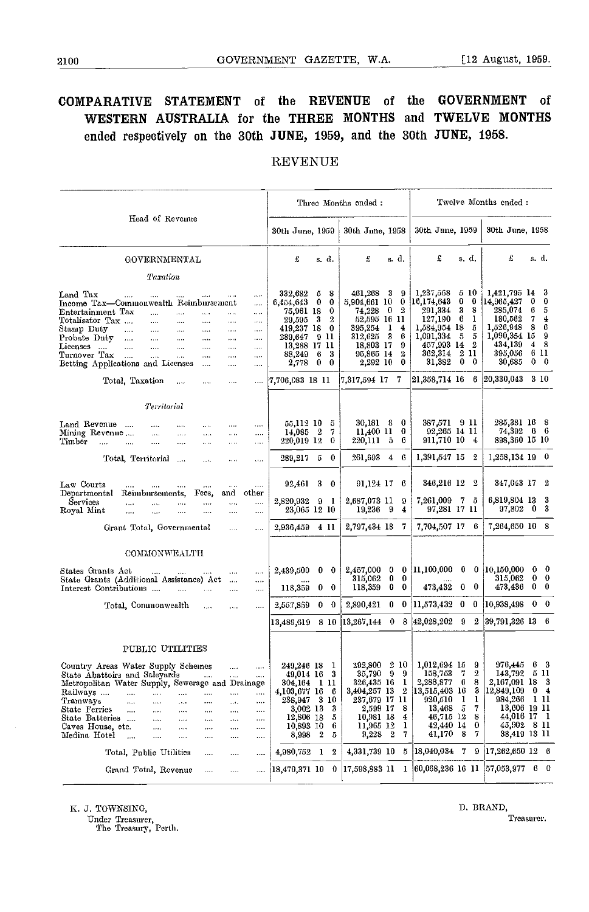# COMPARATIVE STATEMENT of the REVENUE of the GOVERNMENT of WESTERN AUSTRALIA for the THREE MONTHS and TWELVE MONTHS ended respectively on the 30th JUNE, 1959, and the 30th JUNE, 1958.

## REVENUE

| Head of Revenue | Three Months ended: 30th June, 1959 | Three Months ended: 30th June, 1958 | Twelve Months ended: 30th June, 1959 | Twelve Months ended: 30th June, 1958 |
|---|---|---|---|---|
| | £ s. d. | £ s. d. | £ s. d. | £ s. d. |
| **GOVERNMENTAL** | | | | |
| *Taxation* | | | | |
| Land Tax | 332,682 5 8 | 461,268 3 9 | 1,237,568 5 10 | 1,421,795 14 3 |
| Income Tax—Commonwealth Reimbursement | 6,454,643 0 0 | 5,904,661 10 0 | 16,174,643 0 0 | 14,965,427 0 0 |
| Entertainment Tax | 75,961 18 0 | 74,228 0 2 | 291,334 3 8 | 285,074 6 5 |
| Totalisator Tax | 29,595 3 2 | 52,595 16 11 | 127,190 6 1 | 180,562 7 4 |
| Stamp Duty | 419,237 18 0 | 395,254 1 4 | 1,584,954 18 5 | 1,526,948 8 6 |
| Probate Duty | 289,647 9 11 | 312,625 3 6 | 1,091,334 5 5 | 1,090,354 15 9 |
| Licenses | 13,288 17 11 | 18,803 17 9 | 457,903 14 2 | 434,139 4 8 |
| Turnover Tax | 88,249 6 3 | 95,865 14 2 | 362,314 2 11 | 395,056 6 11 |
| Betting Applications and Licenses | 2,778 0 0 | 2,292 10 0 | 31,382 0 0 | 30,685 0 0 |
| Total, Taxation | 7,706,083 18 11 | 7,317,594 17 7 | 21,358,714 16 6 | 20,330,043 3 10 |
| *Territorial* | | | | |
| Land Revenue | 55,112 10 5 | 30,181 8 0 | 387,571 9 11 | 285,381 16 8 |
| Mining Revenue | 14,085 2 7 | 11,400 11 0 | 92,265 14 11 | 74,392 6 6 |
| Timber | 220,019 12 0 | 220,111 5 6 | 911,710 10 4 | 898,360 15 10 |
| Total, Territorial | 289,217 5 0 | 261,693 4 6 | 1,391,547 15 2 | 1,258,134 19 0 |
| Law Courts | 92,461 3 0 | 91,124 17 6 | 346,216 12 2 | 347,043 17 2 |
| Departmental Reimbursements, Fees, and other Services | 2,820,932 9 1 | 2,687,073 11 9 | 7,261,009 7 5 | 6,819,804 13 3 |
| Royal Mint | 23,065 12 10 | 19,236 9 4 | 97,281 17 11 | 97,802 0 3 |
| Grant Total, Governmental | 2,936,459 4 11 | 2,797,434 18 7 | 7,704,507 17 6 | 7,264,650 10 8 |
| **COMMONWEALTH** | | | | |
| States Grants Act | 2,439,500 0 0 | 2,457,000 0 0 | 11,100,000 0 0 | 10,150,000 0 0 |
| State Grants (Additional Assistance) Act | .... | 315,062 0 0 | .... | 315,062 0 0 |
| Interest Contributions | 118,359 0 0 | 118,359 0 0 | 473,432 0 0 | 473,436 0 0 |
| Total, Commonwealth | 2,557,859 0 0 | 2,890,421 0 0 | 11,573,432 0 0 | 10,938,498 0 0 |
| | 13,489,619 8 10 | 13,267,144 0 8 | 42,028,202 9 2 | 39,791,326 13 6 |
| **PUBLIC UTILITIES** | | | | |
| Country Areas Water Supply Schemes | 249,246 18 1 | 292,800 2 10 | 1,012,694 15 9 | 976,445 6 3 |
| State Abattoirs and Saleyards | 49,014 16 3 | 35,790 9 9 | 158,753 7 2 | 143,792 5 11 |
| Metropolitan Water Supply, Sewerage and Drainage | 304,164 1 11 | 326,435 16 1 | 2,288,877 6 8 | 2,167,091 18 3 |
| Railways | 4,103,677 16 6 | 3,404,257 13 2 | 13,515,403 16 3 | 12,849,109 0 4 |
| Tramways | 238,947 3 10 | 237,679 17 11 | 920,510 1 1 | 984,266 1 11 |
| State Ferries | 3,002 13 3 | 2,599 17 8 | 13,468 5 7 | 13,606 19 11 |
| State Batteries | 12,806 18 5 | 10,981 18 4 | 46,715 12 8 | 44,016 17 1 |
| Caves House, etc. | 10,893 10 6 | 11,965 12 1 | 42,440 14 0 | 45,902 8 11 |
| Medina Hotel | 8,998 2 5 | 9,228 2 7 | 41,170 8 7 | 38,419 13 11 |
| Total, Public Utilities | 4,980,752 1 2 | 4,331,739 10 5 | 18,040,034 7 9 | 17,262,650 12 6 |
| Grand Total, Revenue | 18,470,371 10 0 | 17,598,883 11 1 | 60,068,236 16 11 | 57,053,977 6 0 |

K. J. TOWNSING,
Under Treasurer,
The Treasury, Perth.

D. BRAND,
Treasurer.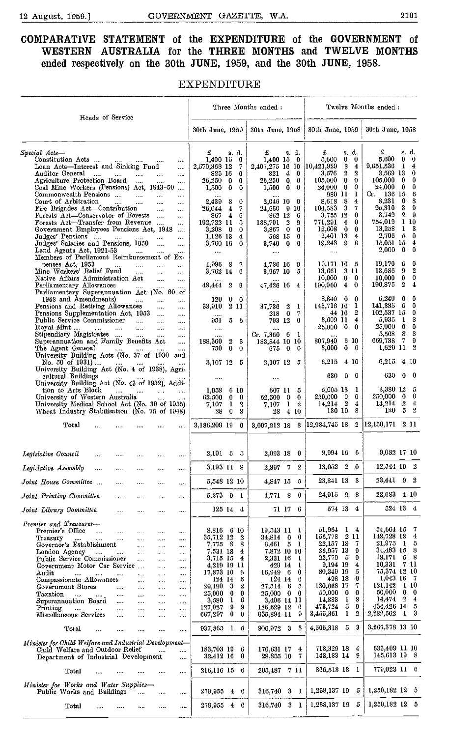# COMPARATIVE STATEMENT of the EXPENDITURE of the GOVERNMENT of WESTERN AUSTRALIA for the THREE MONTHS and TWELVE MONTHS ended respectively on the 30th JUNE, 1959, and the 30th JUNE, 1958.

## EXPENDITURE

| Heads of Service | Three Months ended : 30th June, 1959 | Three Months ended : 30th June, 1958 | Twelve Months ended : 30th June, 1959 | Twelve Months ended : 30th June, 1958 |
|---|---|---|---|---|
| | £ s. d. | £ s. d. | £ s. d. | £ s. d. |
| *Special Acts*— | | | | |
| Constitution Acts | 1,400 15 0 | 1,400 15 0 | 5,600 0 0 | 5,600 0 0 |
| Loan Acts—Interest and Sinking Fund | 2,570,368 12 7 | 2,407,275 16 10 | 10,421,929 8 4 | 9,651,536 1 4 |
| Auditor General | 825 16 0 | 821 4 0 | 3,576 2 2 | 3,569 13 0 |
| Agriculture Protection Board | 26,250 0 0 | 26,250 0 0 | 105,000 0 0 | 105,000 0 0 |
| Coal Mine Workers (Pensions) Act, 1943-50 | 1,500 0 0 | 1,500 0 0 | 24,000 0 0 | 24,000 0 0 |
| Commonwealth Pensions | .... | .... | 989 11 1 | Cr. 136 15 6 |
| Court of Arbitration | 2,439 8 0 | 2,046 10 0 | 8,618 8 4 | 8,231 0 8 |
| Fire Brigades Act—Contribution | 26,644 4 7 | 24,650 9 10 | 104,583 3 7 | 95,310 3 9 |
| Forests Act—Conservator of Forests | 867 4 6 | 862 12 6 | 3,755 12 0 | 3,749 2 9 |
| Forests Act—Transfer from Revenue | 192,722 11 5 | 188,791 2 9 | 771,291 4 0 | 754,019 1 10 |
| Government Employees Pensions Act, 1948 | 3,208 0 0 | 3,867 0 0 | 12,608 0 0 | 13,258 1 3 |
| Judges' Pensions | 1,126 13 4 | 568 15 0 | 2,401 13 4 | 2,706 5 0 |
| Judges' Salaries and Pensions, 1950 | 3,760 16 0 | 3,740 0 0 | 19,243 9 8 | 15,051 15 4 |
| Land Agents Act, 1921-53 | .... | .... | .... | 2,000 0 0 |
| Members of Parliament Reimbursement of Expenses Act, 1953 | 4,996 8 7 | 4,786 16 9 | 19,171 16 5 | 19,170 6 0 |
| Mine Workers' Relief Fund | 3,762 14 6 | 3,967 10 5 | 13,661 3 11 | 13,686 9 2 |
| Native Affairs Administration Act | .... | .... | 10,000 0 0 | 10,000 0 0 |
| Parliamentary Allowances | 48,444 2 9 | 47,426 16 4 | 190,960 4 0 | 190,875 2 4 |
| Parliamentary Superannuation Act (No. 60 of 1948 and Amendments) | 120 0 0 | .... | 8,840 0 0 | 6,240 0 0 |
| Pensions and Retiring Allowances | 33,910 2 11 | 37,736 2 1 | 142,716 16 1 | 141,335 6 0 |
| Pensions Supplementation Act, 1953 | .... | 218 0 7 | 44 16 2 | 102,537 15 0 |
| Public Service Commissioner | 951 5 6 | 793 12 0 | 3,609 11 4 | 5,935 1 8 |
| Royal Mint | .... | .... | 25,000 0 0 | 25,000 0 0 |
| Stipendiary Magistrates | .... | Cr. 7,360 6 1 | .... | 5,568 8 8 |
| Superannuation and Family Benefits Act | 188,360 2 3 | 183,844 10 10 | 807,949 6 10 | 669,738 7 9 |
| The Agent General | 750 0 0 | 675 0 0 | 3,000 0 0 | 1,629 11 2 |
| University Building Acts (No. 37 of 1930 and No. 50 of 1931) | 3,107 12 5 | 3,107 12 5 | 6,215 4 10 | 6,215 4 10 |
| University Building Act (No. 4 of 1938), Agricultural Buildings | .... | .... | 630 0 0 | 630 0 0 |
| University Building Act (No. 43 of 1952), Addition to Arts Block | 1,058 6 10 | 607 11 5 | 5,005 13 1 | 3,380 12 5 |
| University of Western Australia | 62,500 0 0 | 62,500 0 0 | 250,000 0 0 | 250,000 0 0 |
| University Medical School Act (No. 30 of 1955) | 7,107 1 2 | 7,107 1 2 | 14,214 2 4 | 14,214 2 4 |
| Wheat Industry Stabilisation (No. 75 of 1948) | 28 0 8 | 28 4 10 | 130 10 8 | 120 5 2 |
| Total | 3,186,209 19 0 | 3,007,212 18 8 | 12,984,745 18 2 | 12,150,171 2 11 |
| *Legislative Council* | 2,191 5 5 | 2,093 18 0 | 9,994 16 6 | 9,082 17 10 |
| *Legislative Assembly* | 3,193 11 8 | 2,897 7 2 | 13,052 2 0 | 12,544 10 2 |
| *Joint House Committee* | 5,548 12 10 | 4,847 15 5 | 23,841 13 3 | 23,441 9 2 |
| *Joint Printing Committee* | 5,273 9 1 | 4,771 8 0 | 24,915 9 8 | 22,683 4 10 |
| *Joint Library Committee* | 125 14 4 | 71 17 6 | 574 13 4 | 524 13 4 |
| *Premier and Treasurer*— | | | | |
| Premier's Office | 8,816 6 10 | 19,543 11 1 | 51,964 1 4 | 54,664 15 7 |
| Treasury | 35,712 12 2 | 34,814 0 0 | 156,778 2 11 | 148,728 18 4 |
| Governor's Establishment | 7,775 8 8 | 6,461 5 1 | 22,157 18 7 | 21,975 1 5 |
| London Agency | 7,531 18 4 | 7,872 10 10 | 36,957 13 9 | 34,483 15 8 |
| Public Service Commissioner | 3,715 15 4 | 2,331 16 1 | 22,779 5 9 | 18,171 5 8 |
| Government Motor Car Service | 4,219 19 11 | 429 14 1 | 9,194 19 4 | 10,331 7 11 |
| Audit | 17,873 10 6 | 16,949 6 0 | 80,349 19 5 | 75,374 12 10 |
| Compassionate Allowances | 124 14 6 | 124 14 6 | 498 18 0 | 1,043 16 7 |
| Government Stores | 29,190 3 2 | 27,514 6 5 | 130,668 17 7 | 121,142 1 10 |
| Taxation | 25,000 0 0 | 25,000 0 0 | 50,000 0 0 | 50,000 0 0 |
| Superannuation Board | 3,580 1 6 | 3,406 14 11 | 14,883 1 8 | 14,474 2 4 |
| Printing | 127,027 9 9 | 126,629 12 6 | 473,724 5 9 | 434,426 14 5 |
| Miscellaneous Services | 667,297 0 9 | 635,894 11 9 | 3,455,361 1 2 | 2,282,562 1 3 |
| Total | 937,865 1 5 | 906,972 3 3 | 4,505,318 5 3 | 3,267,378 13 10 |
| *Minister for Child Welfare and Industrial Development*— | | | | |
| Child Welfare and Outdoor Relief | 183,703 19 6 | 176,631 17 4 | 718,329 18 4 | 633,409 11 10 |
| Department of Industrial Development | 32,412 16 0 | 28,855 10 7 | 148,183 14 9 | 145,613 19 8 |
| Total | 216,116 15 6 | 205,487 7 11 | 866,513 13 1 | 779,023 11 6 |
| *Minister for Works and Water Supplies*— | | | | |
| Public Works and Buildings | 279,955 4 6 | 316,740 3 1 | 1,238,137 19 5 | 1,250,182 12 5 |
| Total | 279,955 4 6 | 316,740 3 1 | 1,238,137 19 5 | 1,250,182 12 5 |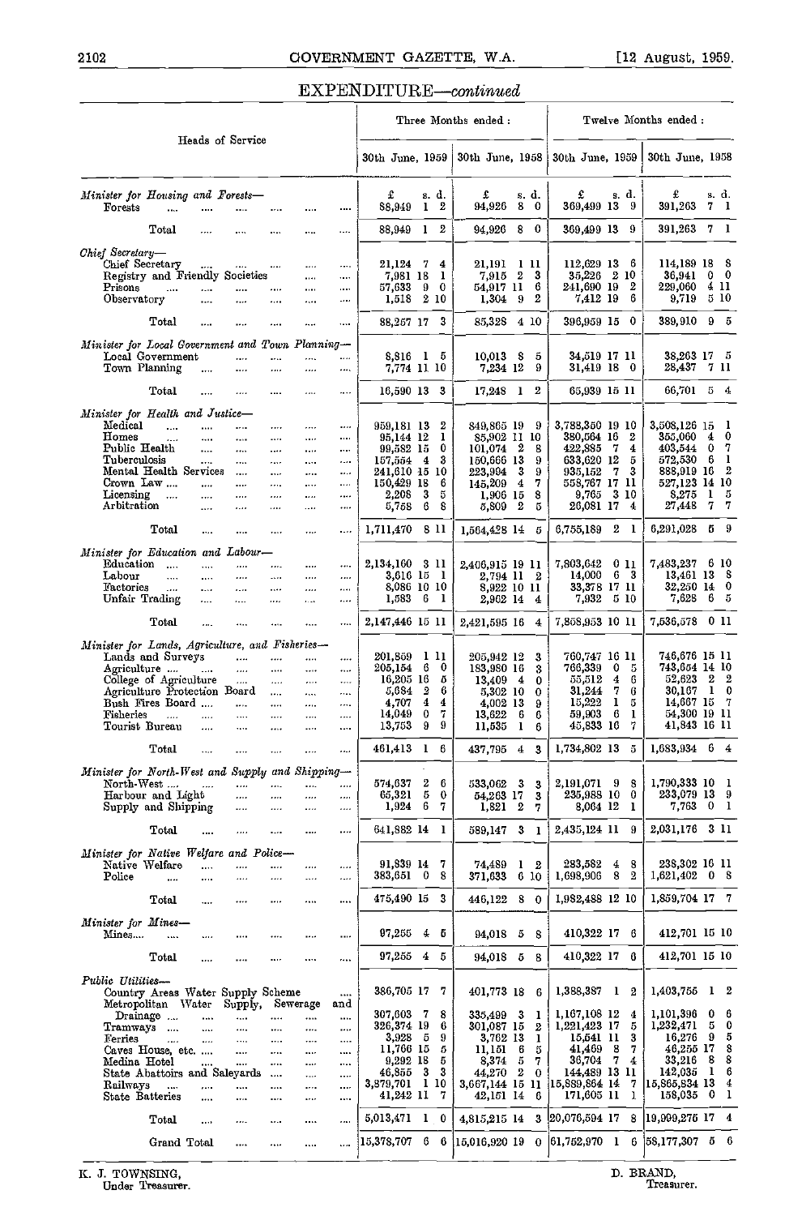## EXPENDITURE—*continued*

| Heads of Service | Three Months ended : 30th June, 1959 | Three Months ended : 30th June, 1958 | Twelve Months ended : 30th June, 1959 | Twelve Months ended : 30th June, 1958 |
|---|---|---|---|---|
| | £ s. d. | £ s. d. | £ s. d. | £ s. d. |
| *Minister for Housing and Forests—* | | | | |
| Forests | 88,949 1 2 | 94,926 8 0 | 369,499 13 9 | 391,263 7 1 |
| Total | 88,949 1 2 | 94,926 8 0 | 369,499 13 9 | 391,263 7 1 |
| *Chief Secretary—* | | | | |
| Chief Secretary | 21,124 7 4 | 21,191 1 11 | 112,629 13 6 | 114,189 18 8 |
| Registry and Friendly Societies | 7,981 18 1 | 7,915 2 3 | 35,226 2 10 | 36,941 0 0 |
| Prisons | 57,633 9 0 | 54,917 11 6 | 241,690 19 2 | 229,060 4 11 |
| Observatory | 1,518 2 10 | 1,304 9 2 | 7,412 19 6 | 9,719 5 10 |
| Total | 88,257 17 3 | 85,328 4 10 | 396,959 15 0 | 389,910 9 5 |
| *Minister for Local Government and Town Planning—* | | | | |
| Local Government | 8,816 1 5 | 10,013 8 5 | 34,519 17 11 | 38,263 17 5 |
| Town Planning | 7,774 11 10 | 7,234 12 9 | 31,419 18 0 | 28,437 7 11 |
| Total | 16,590 13 3 | 17,248 1 2 | 65,939 15 11 | 66,701 5 4 |
| *Minister for Health and Justice—* | | | | |
| Medical | 959,181 13 2 | 849,865 19 9 | 3,788,350 19 10 | 3,508,126 15 1 |
| Homes | 95,144 12 1 | 85,902 11 10 | 380,564 16 2 | 355,060 4 0 |
| Public Health | 99,582 15 0 | 101,074 2 8 | 422,885 7 4 | 403,544 0 7 |
| Tuberculosis | 157,554 4 3 | 150,666 13 9 | 633,620 12 5 | 572,530 6 1 |
| Mental Health Services | 241,610 15 10 | 223,904 3 9 | 935,152 7 3 | 888,919 16 2 |
| Crown Law | 150,429 18 6 | 145,209 4 7 | 558,767 17 11 | 527,123 14 10 |
| Licensing | 2,208 3 5 | 1,906 15 8 | 9,765 3 10 | 8,275 1 5 |
| Arbitration | 5,758 6 8 | 5,809 2 5 | 26,081 17 4 | 27,448 7 7 |
| Total | 1,711,470 8 11 | 1,564,428 14 5 | 6,755,189 2 1 | 6,291,028 5 9 |
| *Minister for Education and Labour—* | | | | |
| Education | 2,134,160 3 11 | 2,406,915 19 11 | 7,803,642 0 11 | 7,483,237 6 10 |
| Labour | 3,616 15 1 | 2,794 11 2 | 14,000 6 3 | 13,461 13 8 |
| Factories | 8,086 10 10 | 8,922 10 11 | 33,378 17 11 | 32,250 14 0 |
| Unfair Trading | 1,583 6 1 | 2,962 14 4 | 7,932 5 10 | 7,628 6 5 |
| Total | 2,147,446 15 11 | 2,421,595 16 4 | 7,858,953 10 11 | 7,536,578 0 11 |
| *Minister for Lands, Agriculture, and Fisheries—* | | | | |
| Lands and Surveys | 201,869 1 11 | 205,942 12 3 | 760,747 16 11 | 746,676 15 11 |
| Agriculture | 205,154 6 0 | 183,980 16 3 | 766,339 0 5 | 743,654 14 10 |
| College of Agriculture | 16,205 16 5 | 13,409 4 0 | 55,512 4 6 | 52,623 2 2 |
| Agriculture Protection Board | 5,684 2 6 | 5,302 10 0 | 31,244 7 6 | 30,167 1 0 |
| Bush Fires Board | 4,707 4 4 | 4,002 13 9 | 15,222 1 5 | 14,667 15 7 |
| Fisheries | 14,049 0 7 | 13,622 6 6 | 59,903 6 1 | 54,300 19 11 |
| Tourist Bureau | 13,753 9 9 | 11,535 1 6 | 45,833 16 7 | 41,843 16 11 |
| Total | 461,413 1 6 | 437,795 4 3 | 1,734,802 13 5 | 1,683,934 6 4 |
| *Minister for North-West and Supply and Shipping—* | | | | |
| North-West | 574,637 2 6 | 533,062 3 3 | 2,191,071 9 8 | 1,790,333 10 1 |
| Harbour and Light | 65,321 5 0 | 54,263 17 3 | 235,988 10 0 | 233,079 13 9 |
| Supply and Shipping | 1,924 6 7 | 1,821 2 7 | 8,064 12 1 | 7,763 0 1 |
| Total | 641,882 14 1 | 589,147 3 1 | 2,435,124 11 9 | 2,031,176 3 11 |
| *Minister for Native Welfare and Police—* | | | | |
| Native Welfare | 91,839 14 7 | 74,489 1 2 | 283,582 4 8 | 238,302 16 11 |
| Police | 383,651 0 8 | 371,633 6 10 | 1,698,906 8 2 | 1,621,402 0 8 |
| Total | 475,490 15 3 | 446,122 8 0 | 1,982,488 12 10 | 1,859,704 17 7 |
| *Minister for Mines—* | | | | |
| Mines | 97,255 4 5 | 94,018 5 8 | 410,322 17 6 | 412,701 15 10 |
| Total | 97,255 4 5 | 94,018 5 8 | 410,322 17 6 | 412,701 15 10 |
| *Public Utilities—* | | | | |
| Country Areas Water Supply Scheme | 386,705 17 7 | 401,773 18 6 | 1,388,387 1 2 | 1,403,755 1 2 |
| Metropolitan Water Supply, Sewerage and Drainage | 307,603 7 8 | 335,499 3 1 | 1,167,108 12 4 | 1,101,396 0 6 |
| Tramways | 326,374 19 6 | 301,087 15 2 | 1,221,423 17 5 | 1,232,471 5 0 |
| Ferries | 3,928 5 9 | 3,762 13 1 | 15,541 11 3 | 16,276 9 5 |
| Caves House, etc. | 11,766 15 5 | 11,151 6 5 | 41,469 8 7 | 46,255 17 8 |
| Medina Hotel | 9,292 18 5 | 8,374 5 7 | 36,704 7 4 | 33,216 8 8 |
| State Abattoirs and Saleyards | 46,855 3 3 | 44,270 2 0 | 144,489 13 11 | 142,035 1 6 |
| Railways | 3,879,701 1 10 | 3,667,144 15 11 | 15,889,864 14 7 | 15,865,834 13 4 |
| State Batteries | 41,242 11 7 | 42,151 14 6 | 171,605 11 1 | 158,035 0 1 |
| Total | 5,013,471 1 0 | 4,815,215 14 3 | 20,076,594 17 8 | 19,999,275 17 4 |
| Grand Total | 15,378,707 6 6 | 15,016,920 19 0 | 61,752,970 1 6 | 58,177,307 5 6 |

K. J. TOWNSING,
Under Treasurer.

D. BRAND,
Treasurer.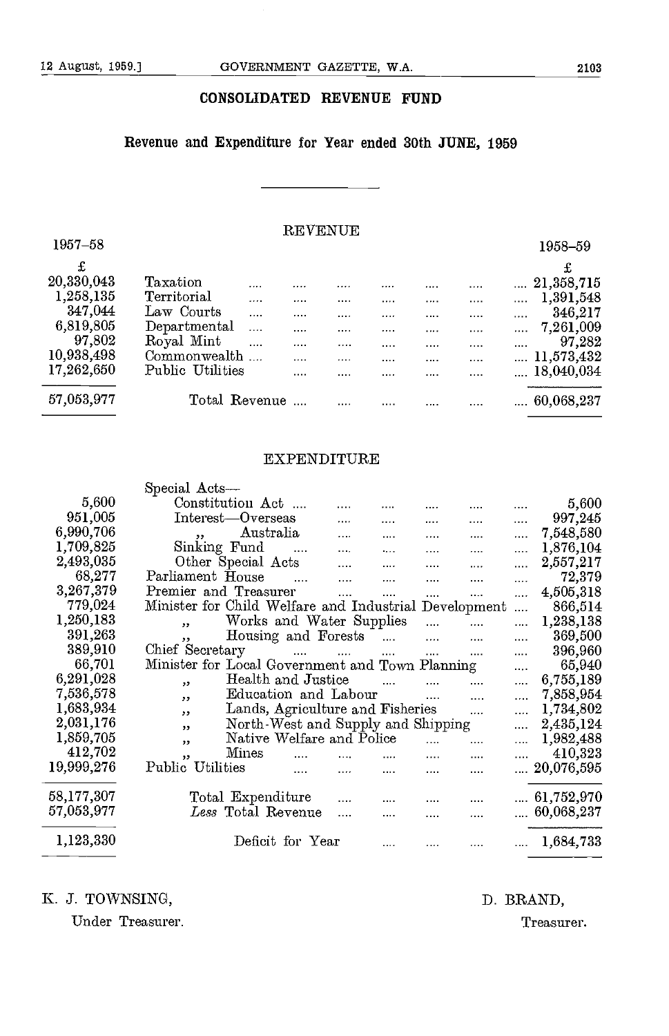# CONSOLIDATED REVENUE FUND

## Revenue and Expenditure for Year ended 30th JUNE, 1959

### REVENUE

| 1957–58 | | 1958–59 |
|---|---|---|
| £ | | £ |
| 20,330,043 | Taxation | 21,358,715 |
| 1,258,135 | Territorial | 1,391,548 |
| 347,044 | Law Courts | 346,217 |
| 6,819,805 | Departmental | 7,261,009 |
| 97,802 | Royal Mint | 97,282 |
| 10,938,498 | Commonwealth | 11,573,432 |
| 17,262,650 | Public Utilities | 18,040,034 |
| 57,053,977 | Total Revenue | 60,068,237 |

### EXPENDITURE

| 1957–58 | | 1958–59 |
|---|---|---|
| | Special Acts— | |
| 5,600 | Constitution Act | 5,600 |
| 951,005 | Interest—Overseas | 997,245 |
| 6,990,706 | ,, Australia | 7,548,580 |
| 1,709,825 | Sinking Fund | 1,876,104 |
| 2,493,035 | Other Special Acts | 2,557,217 |
| 68,277 | Parliament House | 72,379 |
| 3,267,379 | Premier and Treasurer | 4,505,318 |
| 779,024 | Minister for Child Welfare and Industrial Development | 866,514 |
| 1,250,183 | ,, Works and Water Supplies | 1,238,138 |
| 391,263 | ,, Housing and Forests | 369,500 |
| 389,910 | Chief Secretary | 396,960 |
| 66,701 | Minister for Local Government and Town Planning | 65,940 |
| 6,291,028 | ,, Health and Justice | 6,755,189 |
| 7,536,578 | ,, Education and Labour | 7,858,954 |
| 1,683,934 | ,, Lands, Agriculture and Fisheries | 1,734,802 |
| 2,031,176 | ,, North-West and Supply and Shipping | 2,435,124 |
| 1,859,705 | ,, Native Welfare and Police | 1,982,488 |
| 412,702 | ,, Mines | 410,323 |
| 19,999,276 | Public Utilities | 20,076,595 |
| 58,177,307 | Total Expenditure | 61,752,970 |
| 57,053,977 | *Less* Total Revenue | 60,068,237 |
| 1,123,330 | Deficit for Year | 1,684,733 |

K. J. TOWNSING,
Under Treasurer.

D. BRAND,
Treasurer.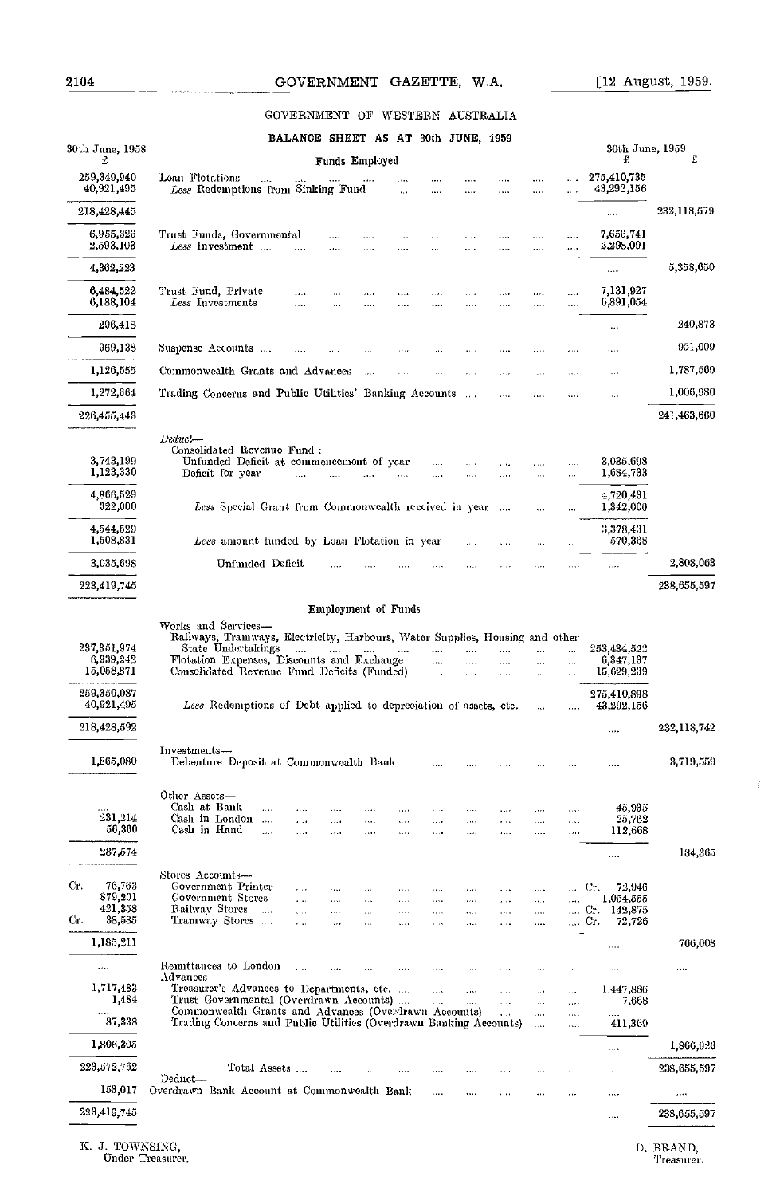GOVERNMENT OF WESTERN AUSTRALIA

BALANCE SHEET AS AT 30th JUNE, 1959

| 30th June, 1958 £ | | 30th June, 1959 £ | £ |
|---|---|---|---|
| | **Funds Employed** | | |
| 259,349,940 | Loan Flotations | 275,410,735 | |
| 40,921,495 | *Less* Redemptions from Sinking Fund | 43,292,156 | |
| 218,428,445 | | .... | 232,118,579 |
| 6,955,326 | Trust Funds, Governmental | 7,656,741 | |
| 2,593,103 | *Less* Investment | 2,298,091 | |
| 4,362,223 | | .... | 5,358,650 |
| 6,484,522 | Trust Fund, Private | 7,131,927 | |
| 6,188,104 | *Less* Investments | 6,891,054 | |
| 296,418 | | .... | 240,873 |
| 969,138 | Suspense Accounts | .... | 951,009 |
| 1,126,555 | Commonwealth Grants and Advances | .... | 1,787,569 |
| 1,272,664 | Trading Concerns and Public Utilities' Banking Accounts | .... | 1,006,980 |
| 226,455,443 | | | 241,463,660 |
| | *Deduct*— Consolidated Revenue Fund : | | |
| 3,743,199 | Unfunded Deficit at commencement of year | 3,035,698 | |
| 1,123,330 | Deficit for year | 1,684,733 | |
| 4,866,529 | | 4,720,431 | |
| 322,000 | *Less* Special Grant from Commonwealth received in year | 1,342,000 | |
| 4,544,529 | | 3,378,431 | |
| 1,508,831 | *Less* amount funded by Loan Flotation in year | 570,368 | |
| 3,035,698 | Unfunded Deficit | .... | 2,808,063 |
| 223,419,745 | | | 238,655,597 |
| | **Employment of Funds** | | |
| | Works and Services— | | |
| 237,351,974 | Railways, Tramways, Electricity, Harbours, Water Supplies, Housing and other State Undertakings | 253,434,522 | |
| 6,939,242 | Flotation Expenses, Discounts and Exchange | 6,347,137 | |
| 15,058,871 | Consolidated Revenue Fund Deficits (Funded) | 15,629,239 | |
| 259,350,087 | | 275,410,898 | |
| 40,921,495 | *Less* Redemptions of Debt applied to depreciation of assets, etc. | 43,292,156 | |
| 218,428,592 | | .... | 232,118,742 |
| | Investments— | | |
| 1,865,080 | Debenture Deposit at Commonwealth Bank | .... | 3,719,559 |
| | Other Assets— | | |
| .... | Cash at Bank | 45,935 | |
| 231,214 | Cash in London | 25,762 | |
| 56,360 | Cash in Hand | 112,668 | |
| 287,574 | | .... | 184,365 |
| | Stores Accounts— | | |
| Cr. 76,763 | Government Printer | Cr. 72,946 | |
| 879,201 | Government Stores | 1,054,555 | |
| 421,358 | Railway Stores | Cr. 142,875 | |
| Cr. 38,585 | Tramway Stores | Cr. 72,726 | |
| 1,185,211 | | .... | 766,008 |
| .... | Remittances to London | .... | .... |
| | Advances— | | |
| 1,717,483 | Treasurer's Advances to Departments, etc. | 1,447,886 | |
| 1,484 | Trust Governmental (Overdrawn Accounts) | 7,668 | |
| .... | Commonwealth Grants and Advances (Overdrawn Accounts) | .... | |
| 87,338 | Trading Concerns and Public Utilities (Overdrawn Banking Accounts) | 411,369 | |
| 1,806,305 | | .... | 1,866,923 |
| 223,572,762 | Total Assets | .... | 238,655,597 |
| | Deduct— | | |
| 153,017 | Overdrawn Bank Account at Commonwealth Bank | .... | .... |
| 223,419,745 | | .... | 238,655,597 |

K. J. TOWNSING,
Under Treasurer.

D. BRAND,
Treasurer.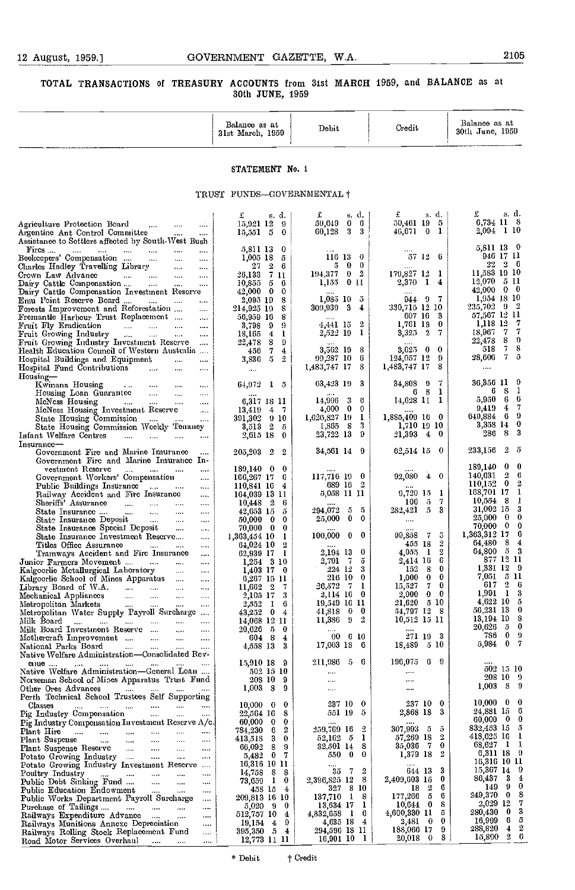# TOTAL TRANSACTIONS of TREASURY ACCOUNTS from 31st MARCH 1959, and BALANCE as at 30th JUNE, 1959

## STATEMENT No. 1

### TRUST FUNDS—GOVERNMENTAL †

| | Balance as at 31st March, 1959 | Debit | Credit | Balance as at 30th June, 1959 |
|---|---|---|---|---|
| | £ s. d. | £ s. d. | £ s. d. | £ s. d. |
| Agriculture Protection Board | 15,921 12 9 | 59,649 0 6 | 50,461 19 5 | 6,734 11 8 |
| Argentine Ant Control Committee | 15,551 5 0 | 60,128 3 3 | 46,671 0 1 | 2,094 1 10 |
| Assistance to Settlers affected by South-West Bush Fires | 5,811 13 0 | .... | .... | 5,811 13 0 |
| Beekeepers' Compensation | 1,005 18 5 | 116 13 0 | 57 12 6 | 946 17 11 |
| Charles Hadley Travelling Library | 27 2 6 | 5 0 0 | .... | 22 2 6 |
| Crown Law Advance | 26,133 7 11 | 194,377 9 2 | 179,827 12 1 | 11,583 19 10 |
| Dairy Cattle Compensation | 10,855 5 6 | 1,155 0 11 | 2,370 1 4 | 12,070 5 11 |
| Dairy Cattle Compensation Investment Reserve | 42,000 0 0 | .... | .... | 42,000 0 0 |
| Emu Point Reserve Board | 2,095 19 8 | 1,085 10 5 | 944 9 7 | 1,954 18 10 |
| Forests Improvement and Reforestation | 214,925 19 8 | 309,939 3 4 | 330,715 12 10 | 235,702 9 2 |
| Fremantle Harbour Trust Replacement | 56,959 16 8 | .... | 607 16 3 | 57,567 12 11 |
| Fruit Fly Eradication | 3,798 9 9 | 4,441 15 2 | 1,761 18 0 | 1,118 12 7 |
| Fruit Growing Industry | 18,165 4 1 | 2,522 19 1 | 3,325 2 7 | 18,967 7 7 |
| Fruit Growing Industry Investment Reserve | 22,478 8 9 | .... | .... | 22,478 8 9 |
| Health Education Council of Western Australia | 456 7 4 | 3,562 19 8 | 3,625 0 0 | 518 7 8 |
| Hospital Buildings and Equipment | 3,836 5 2 | 99,287 10 6 | 124,057 12 9 | 28,606 7 5 |
| Hospital Fund Contributions | .... | 1,483,747 17 8 | 1,483,747 17 8 | .... |
| Housing— | | | | |
| Kwinana Housing | 64,072 1 5 | 63,423 19 3 | 35,808 9 7 | 36,356 11 9 |
| Housing Loan Guarantee | .... | .... | 6 8 1 | 6 8 1 |
| McNess Housing | 6,317 18 11 | 14,996 3 6 | 14,628 11 1 | 5,950 6 6 |
| McNess Housing Investment Reserve | 13,419 4 7 | 4,000 0 0 | .... | 9,419 4 7 |
| State Housing Commission | 391,302 9 10 | 1,626,827 19 1 | 1,885,409 16 0 | 649,884 6 9 |
| State Housing Commission Weekly Tenancy | 3,513 2 5 | 1,865 8 3 | 1,710 19 10 | 3,358 14 0 |
| Infant Welfare Centres | 2,615 18 0 | 23,722 13 9 | 21,393 4 0 | 286 8 3 |
| Insurance— | | | | |
| Government Fire and Marine Insurance | 205,203 2 2 | 34,561 14 9 | 62,514 15 0 | 233,156 2 5 |
| Government Fire and Marine Insurance Investment Reserve | 189,140 0 0 | .... | .... | 189,140 0 0 |
| Government Workers' Compensation | 166,267 17 6 | 117,716 19 0 | 92,080 4 0 | 140,631 2 6 |
| Public Buildings Insurance | 110,841 16 4 | 689 16 2 | .... | 110,152 0 2 |
| Railway Accident and Fire Insurance | 164,039 13 11 | 5,058 11 11 | 9,720 15 1 | 168,701 17 1 |
| Sheriffs' Assurance | 10,448 2 6 | .... | 106 5 7 | 10,554 8 1 |
| State Insurance | 42,653 15 5 | 294,072 5 5 | 282,421 5 3 | 31,002 15 3 |
| State Insurance Deposit | 50,000 0 0 | 25,000 0 0 | .... | 25,000 0 0 |
| State Insurance Special Deposit | 70,000 0 0 | .... | .... | 70,000 0 0 |
| State Insurance Investment Reserve | 1,363,454 10 1 | 100,000 0 0 | 99,858 7 5 | 1,363,312 17 6 |
| Titles Office Assurance | 64,024 10 2 | .... | 455 18 2 | 64,480 8 4 |
| Tramways Accident and Fire Insurance | 62,939 17 1 | 2,194 13 0 | 4,055 1 2 | 64,800 5 3 |
| Junior Farmers Movement | 1,254 3 10 | 2,791 7 5 | 2,414 16 6 | 877 12 11 |
| Kalgoorlie Metallurgical Laboratory | 1,403 17 0 | 224 12 3 | 152 8 0 | 1,331 12 9 |
| Kalgoorlie School of Mines Apparatus | 6,267 15 11 | 216 10 0 | 1,000 0 0 | 7,051 5 11 |
| Library Board of W.A. | 11,662 2 7 | 26,572 7 1 | 15,527 7 0 | 617 2 6 |
| Mechanical Appliances | 2,105 17 3 | 2,114 16 0 | 2,000 0 0 | 1,991 1 3 |
| Metropolitan Markets | 2,552 1 6 | 19,549 16 11 | 21,620 5 10 | 4,622 10 5 |
| Metropolitan Water Supply Payroll Surcharge | 43,252 0 4 | 41,818 0 0 | 54,797 12 8 | 56,231 13 0 |
| Milk Board | 14,068 12 11 | 11,386 9 2 | 10,512 15 11 | 13,194 19 8 |
| Milk Board Investment Reserve | 20,626 5 0 | .... | .... | 20,626 5 0 |
| Mothercraft Improvement | 604 8 4 | 90 6 10 | 271 19 3 | 786 0 9 |
| National Parks Board | 4,558 13 3 | 17,063 18 6 | 18,489 5 10 | 5,984 0 7 |
| Native Welfare Administration—Consolidated Revenue | 15,910 18 9 | 211,986 5 6 | 196,075 6 9 | .... |
| Native Welfare Administration—General Loan | 502 15 10 | .... | .... | 502 15 10 |
| Norseman School of Mines Apparatus Trust Fund | 208 10 9 | .... | .... | 208 10 9 |
| Other Ores Advances | 1,003 8 9 | .... | .... | 1,003 8 9 |
| Perth Technical School Trustees Self Supporting Classes | 10,000 0 0 | 237 10 0 | 237 10 0 | 10,000 0 0 |
| Pig Industry Compensation | 22,564 16 8 | 551 19 5 | 2,868 18 3 | 24,881 15 6 |
| Pig Industry Compensation Investment Reserve A/c. | 60,000 0 0 | .... | .... | 60,000 0 0 |
| Plant Hire | 784,230 6 2 | 259,769 16 2 | 307,993 5 5 | 832,453 15 5 |
| Plant Suspense | 413,518 3 0 | 52,162 5 1 | 57,269 18 2 | 418,625 16 1 |
| Plant Suspense Reserve | 66,092 8 9 | 32,501 14 8 | 35,036 7 0 | 68,627 1 1 |
| Potato Growing Industry | 5,482 0 7 | 550 0 0 | 1,379 18 2 | 6,311 18 9 |
| Potato Growing Industry Investment Reserve | 16,316 10 11 | .... | .... | 16,316 10 11 |
| Poultry Industry | 14,758 8 8 | 35 7 2 | 644 13 3 | 15,367 14 9 |
| Public Debt Sinking Fund | 73,659 1 0 | 2,396,825 12 8 | 2,409,603 15 0 | 86,437 3 4 |
| Public Education Endowment | 458 15 4 | 327 8 10 | 18 2 6 | 149 9 0 |
| Public Works Department Payroll Surcharge | 209,813 16 10 | 137,710 1 8 | 177,266 5 6 | 249,370 0 8 |
| Purchase of Tailings | 5,020 9 0 | 13,634 17 1 | 10,644 0 8 | 2,029 12 7 |
| Railways Expenditure Advance | 512,757 10 4 | 4,832,658 1 6 | 4,600,330 11 5 | 280,430 0 3 |
| Railways Munitions Annexe Depreciation | 19,154 4 9 | 4,635 18 4 | 2,481 0 0 | 16,999 6 5 |
| Railways Rolling Stock Replacement Fund | 395,350 5 4 | 294,596 18 11 | 188,066 17 9 | 288,820 4 2 |
| Road Motor Services Overhaul | 12,773 11 11 | 16,901 10 1 | 20,018 0 8 | 15,890 2 6 |

\* Debit † Credit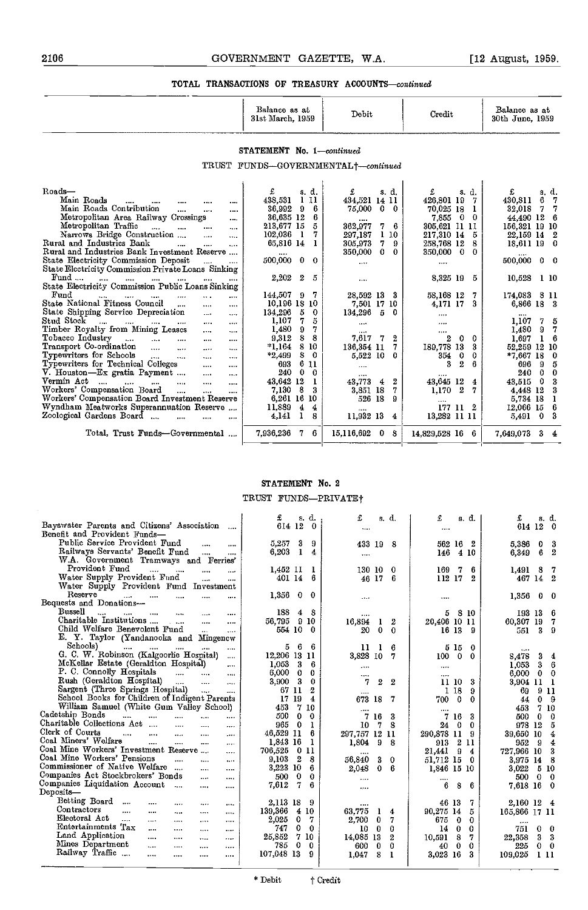## TOTAL TRANSACTIONS OF TREASURY ACCOUNTS—*continued*

### STATEMENT No. 1—*continued*

TRUST FUNDS—GOVERNMENTAL†—*continued*

| | Balance as at 31st March, 1959 | Debit | Credit | Balance as at 30th June, 1959 |
|---|---|---|---|---|
| | £ s. d. | £ s. d. | £ s. d. | £ s. d. |
| Roads— | | | | |
| Main Roads | 438,531 1 11 | 434,521 14 11 | 426,801 19 7 | 430,811 6 7 |
| Main Roads Contribution | 36,992 9 6 | 75,000 0 0 | 70,025 18 1 | 32,018 7 7 |
| Metropolitan Area Railway Crossings | 36,635 12 6 | .... | 7,855 0 0 | 44,490 12 6 |
| Metropolitan Traffic | 213,677 15 5 | 362,977 7 6 | 305,621 11 11 | 156,321 19 10 |
| Narrows Bridge Construction | 102,036 1 7 | 297,187 1 10 | 217,310 14 5 | 22,159 14 2 |
| Rural and Industries Bank | 65,816 14 1 | 305,973 7 9 | 258,768 12 8 | 18,611 19 0 |
| Rural and Industries Bank Investment Reserve | .... | 350,000 0 0 | 350,000 0 0 | .... |
| State Electricity Commission Deposit | 500,000 0 0 | .... | .... | 500,000 0 0 |
| State Electricity Commission Private Loans Sinking Fund | 2,202 2 5 | .... | 8,325 19 5 | 10,528 1 10 |
| State Electricity Commission Public Loans Sinking Fund | 144,507 9 7 | 28,592 13 3 | 58,168 12 7 | 174,083 8 11 |
| State National Fitness Council | 10,196 18 10 | 7,501 17 10 | 4,171 17 3 | 6,866 18 3 |
| State Shipping Service Depreciation | 134,296 5 0 | 134,296 5 0 | .... | .... |
| Stud Stock | 1,107 7 5 | .... | .... | 1,107 7 5 |
| Timber Royalty from Mining Leases | 1,480 9 7 | .... | .... | 1,480 9 7 |
| Tobacco Industry | 9,312 8 8 | 7,617 7 2 | 2 0 0 | 1,697 1 6 |
| Transport Co-ordination | *1,164 8 10 | 136,354 11 7 | 189,778 13 3 | 52,259 12 10 |
| Typewriters for Schools | *2,499 8 0 | 5,522 10 0 | 354 0 0 | *7,667 18 0 |
| Typewriters for Technical Colleges | 693 6 11 | .... | 3 2 6 | 696 9 5 |
| V. Houston—Ex gratia Payment | 240 0 0 | .... | .... | 240 0 0 |
| Vermin Act | 43,642 12 1 | 43,773 4 2 | 43,645 12 4 | 43,515 0 3 |
| Workers' Compensation Board | 7,130 8 3 | 3,851 18 7 | 1,170 2 7 | 4,448 12 3 |
| Workers' Compensation Board Investment Reserve | 6,261 16 10 | 526 18 9 | .... | 5,734 18 1 |
| Wyndham Meatworks Superannuation Reserve | 11,889 4 4 | .... | 177 11 2 | 12,066 15 6 |
| Zoological Gardens Board | 4,141 1 8 | 11,932 13 4 | 13,282 11 11 | 5,491 0 3 |
| Total, Trust Funds—Governmental | 7,936,236 7 6 | 15,116,692 0 8 | 14,829,528 16 6 | 7,649,073 3 4 |

### STATEMENT No. 2

TRUST FUNDS—PRIVATE†

| | Balance as at 31st March, 1959 | Debit | Credit | Balance as at 30th June, 1959 |
|---|---|---|---|---|
| | £ s. d. | £ s. d. | £ s. d. | £ s. d. |
| Bayswater Parents and Citizens' Association | 614 12 0 | .... | .... | 614 12 0 |
| Benefit and Provident Funds— | | | | |
| Public Service Provident Fund | 5,257 3 9 | 433 19 8 | 562 16 2 | 5,386 0 3 |
| Railways Servants' Benefit Fund | 6,203 1 4 | .... | 146 4 10 | 6,349 6 2 |
| W.A. Government Tramways and Ferries' Provident Fund | 1,452 11 1 | 130 10 0 | 169 7 6 | 1,491 8 7 |
| Water Supply Provident Fund | 401 14 6 | 46 17 6 | 112 17 2 | 467 14 2 |
| Water Supply Provident Fund Investment Reserve | 1,356 0 0 | .... | .... | 1,356 0 0 |
| Bequests and Donations— | | | | |
| Bussell | 188 4 8 | .... | 5 8 10 | 193 13 6 |
| Charitable Institutions | 56,795 9 10 | 16,894 1 2 | 20,406 10 11 | 60,307 19 7 |
| Child Welfare Benevolent Fund | 554 10 0 | 20 0 0 | 16 13 9 | 551 3 9 |
| E. Y. Taylor (Yandanooka and Mingenew Schools) | 5 6 6 | 11 1 6 | 5 15 0 | .... |
| G. C. W. Robinson (Kalgoorlie Hospital) | 12,206 13 11 | 3,828 10 7 | 100 0 0 | 8,478 3 4 |
| McKellar Estate (Geraldton Hospital) | 1,053 3 6 | .... | .... | 1,053 3 6 |
| P. C. Connolly Hospitals | 6,000 0 0 | .... | .... | 6,000 0 0 |
| Rush (Geraldton Hospital) | 3,900 3 0 | 7 2 2 | 11 10 3 | 3,904 11 1 |
| Sargent (Three Springs Hospital) | 67 11 2 | .... | 1 18 9 | 69 9 11 |
| School Books for Children of Indigent Parents | 17 19 4 | 673 18 7 | 700 0 0 | 44 0 9 |
| William Samuel (White Gum Valley School) | 453 7 10 | .... | .... | 453 7 10 |
| Cadetship Bonds | 500 0 0 | 7 16 3 | 7 16 3 | 500 0 0 |
| Charitable Collections Act | 965 0 1 | 10 7 8 | 24 0 0 | 978 12 5 |
| Clerk of Courts | 46,529 11 6 | 297,757 12 11 | 290,878 11 9 | 39,650 10 4 |
| Coal Miners' Welfare | 1,843 16 1 | 1,804 9 8 | 913 2 11 | 952 9 4 |
| Coal Mine Workers' Investment Reserve | 706,525 0 11 | .... | 21,441 9 4 | 727,966 10 3 |
| Coal Mine Workers' Pensions | 9,103 2 8 | 56,840 3 0 | 51,712 15 0 | 3,975 14 8 |
| Commissioner of Native Welfare | 3,223 10 6 | 2,048 0 6 | 1,846 15 10 | 3,022 5 10 |
| Companies Act Stockbrokers' Bonds | 500 0 0 | .... | .... | 500 0 0 |
| Companies Liquidation Account | 7,612 7 6 | .... | 6 8 6 | 7,618 16 0 |
| Deposits— | | | | |
| Betting Board | 2,113 18 9 | .... | 46 13 7 | 2,160 12 4 |
| Contractors | 139,366 4 10 | 63,775 1 4 | 90,275 14 5 | 165,866 17 11 |
| Electoral Act | 2,025 0 7 | 2,700 0 7 | 675 0 0 | .... |
| Entertainments Tax | 747 0 0 | 10 0 0 | 14 0 0 | 751 0 0 |
| Land Application | 25,852 7 10 | 14,085 13 2 | 10,591 8 7 | 22,358 3 3 |
| Mines Department | 785 0 0 | 600 0 0 | 40 0 0 | 225 0 0 |
| Railway Traffic | 107,048 13 9 | 1,047 8 1 | 3,023 16 3 | 109,025 1 11 |

\* Debit † Credit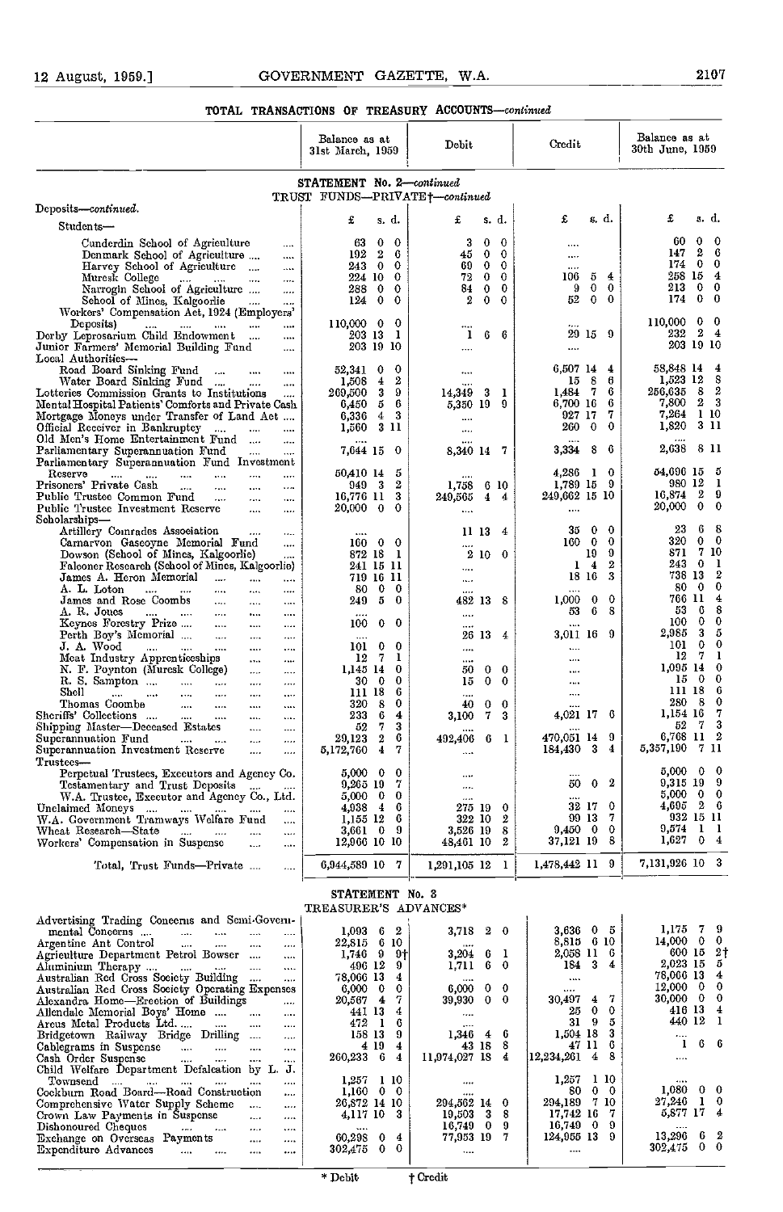**TOTAL TRANSACTIONS OF TREASURY ACCOUNTS—continued**

| | Balance as at 31st March, 1959 | Debit | Credit | Balance as at 30th June, 1959 |
|---|---|---|---|---|
| | **STATEMENT No. 2—continued** | | | |
| | TRUST FUNDS—PRIVATE†—continued | | | |
| Deposits—continued. | | | | |
| Students— | £ s. d. | £ s. d. | £ s. d. | £ s. d. |
| Cunderdin School of Agriculture .... | 63 0 0 | 3 0 0 | .... | 60 0 0 |
| Denmark School of Agriculture .... | 192 2 6 | 45 0 0 | .... | 147 2 6 |
| Harvey School of Agriculture .... | 243 0 0 | 69 0 0 | .... | 174 0 0 |
| Muresk College .... | 224 10 0 | 72 0 0 | 106 5 4 | 258 15 4 |
| Narrogin School of Agriculture .... | 288 0 0 | 84 0 0 | 9 0 0 | 213 0 0 |
| School of Mines, Kalgoorlie .... | 124 0 0 | 2 0 0 | 52 0 0 | 174 0 0 |
| Workers' Compensation Act, 1924 (Employers' Deposits) .... | 110,000 0 0 | .... | .... | 110,000 0 0 |
| Derby Leprosarium Child Endowment .... | 203 13 1 | 1 6 6 | 29 15 9 | 232 2 4 |
| Junior Farmers' Memorial Building Fund .... | 203 19 10 | .... | .... | 203 19 10 |
| Local Authorities— | | | | |
| Road Board Sinking Fund .... | 52,341 0 0 | .... | 6,507 14 4 | 58,848 14 4 |
| Water Board Sinking Fund .... | 1,508 4 2 | .... | 15 8 6 | 1,523 12 8 |
| Lotteries Commission Grants to Institutions .... | 269,500 3 9 | 14,349 3 1 | 1,484 7 6 | 256,635 8 2 |
| Mental Hospital Patients' Comforts and Private Cash | 6,450 5 6 | 5,350 19 9 | 6,700 16 6 | 7,800 2 3 |
| Mortgage Moneys under Transfer of Land Act .... | 6,336 4 3 | .... | 927 17 7 | 7,264 1 10 |
| Official Receiver in Bankruptcy .... | 1,560 3 11 | .... | 260 0 0 | 1,820 3 11 |
| Old Men's Home Entertainment Fund .... | .... | .... | .... | .... |
| Parliamentary Superannuation Fund .... | 7,644 15 0 | 8,340 14 7 | 3,334 8 6 | 2,638 8 11 |
| Parliamentary Superannuation Fund Investment Reserve .... | 50,410 14 5 | .... | 4,286 1 0 | 54,696 15 5 |
| Prisoners' Private Cash .... | 949 3 2 | 1,758 6 10 | 1,789 15 9 | 980 12 1 |
| Public Trustee Common Fund .... | 16,776 11 3 | 249,565 4 4 | 249,662 15 10 | 16,874 2 9 |
| Public Trustee Investment Reserve .... | 20,000 0 0 | .... | .... | 20,000 0 0 |
| Scholarships— | | | | |
| Artillery Comrades Association .... | .... | 11 13 4 | 35 0 0 | 23 6 8 |
| Carnarvon Gascoyne Memorial Fund .... | 160 0 0 | .... | 160 0 0 | 320 0 0 |
| Dowson (School of Mines, Kalgoorlie) .... | 872 18 1 | 2 10 0 | 19 9 | 871 7 10 |
| Falconer Research (School of Mines, Kalgoorlie) | 241 15 11 | .... | 1 4 2 | 243 0 1 |
| James A. Heron Memorial .... | 719 16 11 | .... | 18 16 3 | 738 13 2 |
| A. L. Loton .... | 80 0 0 | .... | .... | 80 0 0 |
| James and Rose Coombs .... | 249 5 0 | 482 13 8 | 1,000 0 0 | 766 11 4 |
| A. R. Jones .... | .... | .... | 53 6 8 | 53 6 8 |
| Keynes Forestry Prize .... | 100 0 0 | .... | .... | 100 0 0 |
| Perth Boy's Memorial .... | .... | 26 13 4 | 3,011 16 9 | 2,985 3 5 |
| J. A. Wood .... | 101 0 0 | .... | .... | 101 0 0 |
| Meat Industry Apprenticeships .... | 12 7 1 | .... | .... | 12 7 1 |
| N. F. Poynton (Muresk College) .... | 1,145 14 0 | 50 0 0 | .... | 1,095 14 0 |
| R. S. Sampton .... | 30 0 0 | 15 0 0 | .... | 15 0 0 |
| Shell .... | 111 18 6 | .... | .... | 111 18 6 |
| Thomas Coombe .... | 320 8 0 | 40 0 0 | .... | 280 8 0 |
| Sheriffs' Collections .... | 233 6 4 | 3,100 7 3 | 4,021 17 6 | 1,154 16 7 |
| Shipping Master—Deceased Estates .... | 52 7 3 | .... | .... | 52 7 3 |
| Superannuation Fund .... | 29,123 2 6 | 492,406 6 1 | 470,051 14 9 | 6,768 11 2 |
| Superannuation Investment Reserve .... | 5,172,760 4 7 | .... | 184,430 3 4 | 5,357,190 7 11 |
| Trustees— | | | | |
| Perpetual Trustees, Executors and Agency Co. | 5,000 0 0 | .... | .... | 5,000 0 0 |
| Testamentary and Trust Deposits .... | 9,265 19 7 | .... | 50 0 2 | 9,315 19 9 |
| W.A. Trustee, Executor and Agency Co., Ltd. | 5,000 0 0 | .... | .... | 5,000 0 0 |
| Unclaimed Moneys .... | 4,938 4 6 | 275 19 0 | 32 17 0 | 4,695 2 6 |
| W.A. Government Tramways Welfare Fund .... | 1,155 12 6 | 322 10 2 | 99 13 7 | 932 15 11 |
| Wheat Research—State .... | 3,661 0 9 | 3,526 19 8 | 9,450 0 0 | 9,574 1 1 |
| Workers' Compensation in Suspense .... | 12,966 10 10 | 48,461 10 2 | 37,121 19 8 | 1,627 0 4 |
| Total, Trust Funds—Private .... | 6,944,589 10 7 | 1,291,105 12 1 | 1,478,442 11 9 | 7,131,926 10 3 |
| | **STATEMENT No. 3** | | | |
| | TREASURER'S ADVANCES* | | | |
| Advertising Trading Concerns and Semi-Governmental Concerns .... | 1,093 6 2 | 3,718 2 0 | 3,636 0 5 | 1,175 7 9 |
| Argentine Ant Control .... | 22,815 6 10 | .... | 8,815 6 10 | 14,000 0 0 |
| Agriculture Department Petrol Bowser .... | 1,746 9 0† | 3,204 6 1 | 2,058 11 6 | 600 15 2† |
| Aluminium Therapy .... | 496 12 9 | 1,711 6 0 | 184 3 4 | 2,023 15 5 |
| Australian Red Cross Society Building .... | 78,066 13 4 | .... | .... | 78,066 13 4 |
| Australian Red Cross Society Operating Expenses | 6,000 0 0 | 6,000 0 0 | .... | 12,000 0 0 |
| Alexandra Home—Erection of Buildings .... | 20,567 4 7 | 39,930 0 0 | 30,497 4 7 | 30,000 0 0 |
| Allendale Memorial Boys' Home .... | 441 13 4 | .... | 25 0 0 | 416 13 4 |
| Arcus Metal Products Ltd. .... | 472 1 6 | .... | 31 9 5 | 440 12 1 |
| Bridgetown Railway Bridge Drilling .... | 158 13 9 | 1,346 4 6 | 1,504 18 3 | .... |
| Cablegrams in Suspense .... | 4 19 4 | 43 18 8 | 47 11 6 | 1 6 6 |
| Cash Order Suspense .... | 260,233 6 4 | 11,974,027 18 4 | 12,234,261 4 8 | .... |
| Child Welfare Department Defalcation by L. J. Townsend .... | 1,257 1 10 | .... | 1,257 1 10 | .... |
| Cockburn Road Board—Road Construction .... | 1,160 0 0 | .... | 80 0 0 | 1,080 0 0 |
| Comprehensive Water Supply Scheme .... | 26,872 14 10 | 294,562 14 0 | 294,189 7 10 | 27,246 1 0 |
| Crown Law Payments in Suspense .... | 4,117 10 3 | 19,503 3 8 | 17,742 16 7 | 5,877 17 4 |
| Dishonoured Cheques .... | .... | 16,749 0 9 | 16,749 0 9 | .... |
| Exchange on Overseas Payments .... | 60,298 0 4 | 77,953 19 7 | 124,955 13 9 | 13,296 6 2 |
| Expenditure Advances .... | 302,475 0 0 | .... | .... | 302,475 0 0 |

\* Debit † Credit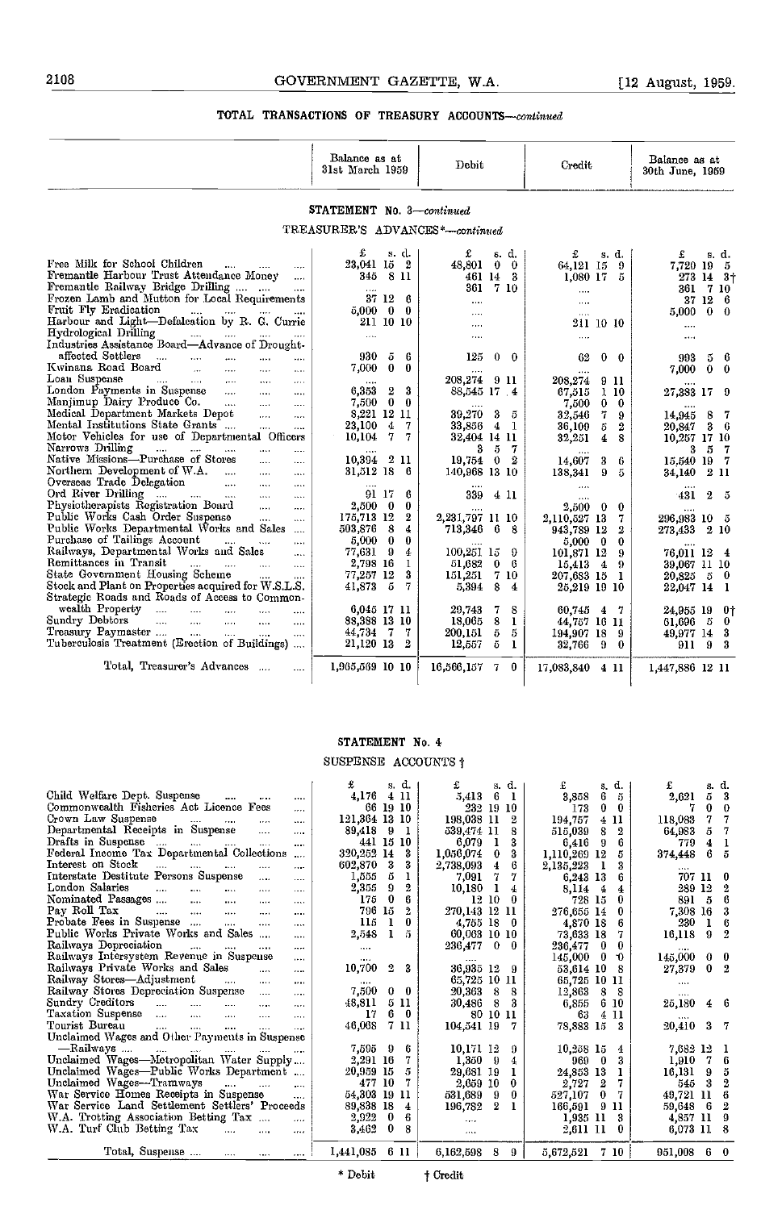## TOTAL TRANSACTIONS OF TREASURY ACCOUNTS—*continued*

### STATEMENT No. 3—*continued*

#### TREASURER'S ADVANCES*—*continued*

| | Balance as at 31st March 1959 | Debit | Credit | Balance as at 30th June, 1959 |
|---|---|---|---|---|
| | £ s. d. | £ s. d. | £ s. d. | £ s. d. |
| Free Milk for School Children | 23,041 15 2 | 48,801 0 0 | 64,121 15 9 | 7,720 19 5 |
| Fremantle Harbour Trust Attendance Money | 345 8 11 | 461 14 3 | 1,080 17 5 | 273 14 3† |
| Fremantle Railway Bridge Drilling | .... | 361 7 10 | .... | 361 7 10 |
| Frozen Lamb and Mutton for Local Requirements | 37 12 6 | .... | .... | 37 12 6 |
| Fruit Fly Eradication | 5,000 0 0 | .... | .... | 5,000 0 0 |
| Harbour and Light—Defalcation by R. G. Currie | 211 10 10 | .... | 211 10 10 | .... |
| Hydrological Drilling | .... | .... | .... | .... |
| Industries Assistance Board—Advance of Drought-affected Settlers | 930 5 6 | 125 0 0 | 62 0 0 | 993 5 6 |
| Kwinana Road Board | 7,000 0 0 | .... | .... | 7,000 0 0 |
| Loan Suspense | .... | 208,274 9 11 | 208,274 9 11 | .... |
| London Payments in Suspense | 6,353 2 3 | 88,545 17 4 | 67,515 1 10 | 27,383 17 9 |
| Manjimup Dairy Produce Co. | 7,500 0 0 | .... | 7,500 0 0 | .... |
| Medical Department Markets Depot | 8,221 12 11 | 39,270 3 5 | 32,546 7 9 | 14,945 8 7 |
| Mental Institutions State Grants | 23,100 4 7 | 33,856 4 1 | 36,109 5 2 | 20,847 3 6 |
| Motor Vehicles for use of Departmental Officers | 10,104 7 7 | 32,404 14 11 | 32,251 4 8 | 10,257 17 10 |
| Narrows Drilling | .... | 3 5 7 | .... | 3 5 7 |
| Native Missions—Purchase of Stores | 10,394 2 11 | 19,754 0 2 | 14,607 3 6 | 15,540 19 7 |
| Northern Development of W.A. | 31,512 18 6 | 140,968 13 10 | 138,341 9 5 | 34,140 2 11 |
| Overseas Trade Delegation | .... | .... | .... | .... |
| Ord River Drilling | 91 17 6 | 339 4 11 | .... | 431 2 5 |
| Physiotherapists Registration Board | 2,500 0 0 | .... | 2,500 0 0 | .... |
| Public Works Cash Order Suspense | 175,713 12 2 | 2,231,797 11 10 | 2,110,527 13 7 | 296,983 10 5 |
| Public Works Departmental Works and Sales | 503,876 8 4 | 713,346 6 8 | 943,789 12 2 | 273,433 2 10 |
| Purchase of Tailings Account | 5,000 0 0 | .... | 5,000 0 0 | .... |
| Railways, Departmental Works and Sales | 77,631 9 4 | 100,251 15 9 | 101,871 12 9 | 76,011 12 4 |
| Remittances in Transit | 2,798 16 1 | 51,682 0 6 | 15,413 4 9 | 39,067 11 10 |
| State Government Housing Scheme | 77,257 12 3 | 151,251 7 10 | 207,683 15 1 | 20,825 5 0 |
| Stock and Plant on Properties acquired for W.S.L.S. | 41,873 5 7 | 5,394 8 4 | 25,219 19 10 | 22,047 14 1 |
| Strategic Roads and Roads of Access to Commonwealth Property | 6,045 17 11 | 29,743 7 8 | 60,745 4 7 | 24,955 19 0† |
| Sundry Debtors | 88,388 13 10 | 18,065 8 1 | 44,757 16 11 | 61,696 5 0 |
| Treasury Paymaster | 44,734 7 7 | 200,151 5 5 | 194,907 18 9 | 49,977 14 3 |
| Tuberculosis Treatment (Erection of Buildings) | 21,120 13 2 | 12,557 5 1 | 32,766 9 0 | 911 9 3 |
| Total, Treasurer's Advances | 1,965,569 10 10 | 16,566,157 7 0 | 17,083,840 4 11 | 1,447,886 12 11 |

### STATEMENT No. 4

#### SUSPENSE ACCOUNTS †

| | Balance as at 31st March 1959 | Debit | Credit | Balance as at 30th June, 1959 |
|---|---|---|---|---|
| | £ s. d. | £ s. d. | £ s. d. | £ s. d. |
| Child Welfare Dept. Suspense | 4,176 4 11 | 5,413 6 1 | 3,858 6 5 | 2,621 5 3 |
| Commonwealth Fisheries Act Licence Fees | 66 19 10 | 232 19 10 | 173 0 0 | 7 0 0 |
| Crown Law Suspense | 121,364 13 10 | 198,038 11 2 | 194,757 4 11 | 118,083 7 7 |
| Departmental Receipts in Suspense | 89,418 9 1 | 539,474 11 8 | 515,039 8 2 | 64,983 5 7 |
| Drafts in Suspense | 441 15 10 | 6,079 1 3 | 6,416 9 6 | 779 4 1 |
| Federal Income Tax Departmental Collections | 320,252 14 3 | 1,056,074 0 3 | 1,110,269 12 5 | 374,448 6 5 |
| Interest on Stock | 602,870 3 3 | 2,738,093 4 6 | 2,135,223 1 3 | .... |
| Interstate Destitute Persons Suspense | 1,555 5 1 | 7,091 7 7 | 6,243 13 6 | 707 11 0 |
| London Salaries | 2,355 9 2 | 10,180 1 4 | 8,114 4 4 | 289 12 2 |
| Nominated Passages | 175 0 6 | 12 10 0 | 728 15 0 | 891 5 6 |
| Pay Roll Tax | 796 15 2 | 270,143 12 11 | 276,655 14 0 | 7,308 16 3 |
| Probate Fees in Suspense | 115 1 0 | 4,755 18 0 | 4,870 18 6 | 230 1 6 |
| Public Works Private Works and Sales | 2,548 1 5 | 60,063 10 10 | 73,633 18 7 | 16,118 9 2 |
| Railways Depreciation | .... | 236,477 0 0 | 236,477 0 0 | .... |
| Railways Intersystem Revenue in Suspense | .... | .... | 145,000 0 0 | 145,000 0 0 |
| Railways Private Works and Sales | 10,700 2 3 | 36,935 12 9 | 53,614 10 8 | 27,379 0 2 |
| Railway Stores—Adjustment | .... | 65,725 10 11 | 65,725 10 11 | .... |
| Railway Stores Depreciation Suspense | 7,500 0 0 | 20,363 8 8 | 12,863 8 8 | .... |
| Sundry Creditors | 48,811 5 11 | 30,486 8 3 | 6,855 6 10 | 25,180 4 6 |
| Taxation Suspense | 17 6 0 | 80 10 11 | 63 4 11 | .... |
| Tourist Bureau | 46,068 7 11 | 104,541 19 7 | 78,883 15 3 | 20,410 3 7 |
| Unclaimed Wages and Other Payments in Suspense—Railways | 7,595 9 6 | 10,171 12 9 | 10,258 15 4 | 7,682 12 1 |
| Unclaimed Wages—Metropolitan Water Supply | 2,291 16 7 | 1,350 9 4 | 969 0 3 | 1,910 7 6 |
| Unclaimed Wages—Public Works Department | 20,959 15 5 | 29,681 19 1 | 24,853 13 1 | 16,131 9 5 |
| Unclaimed Wages—Tramways | 477 10 7 | 2,659 10 0 | 2,727 2 7 | 545 3 2 |
| War Service Homes Receipts in Suspense | 54,303 19 11 | 531,689 9 0 | 527,107 0 7 | 49,721 11 6 |
| War Service Land Settlement Settlers' Proceeds | 89,838 18 4 | 196,782 2 1 | 166,591 9 11 | 59,648 6 2 |
| W.A. Trotting Association Betting Tax | 2,922 0 6 | .... | 1,935 11 3 | 4,857 11 9 |
| W.A. Turf Club Betting Tax | 3,462 0 8 | .... | 2,611 11 0 | 6,073 11 8 |
| Total, Suspense | 1,441,085 6 11 | 6,162,598 8 9 | 5,672,521 7 10 | 951,008 6 0 |

\* Debit † Credit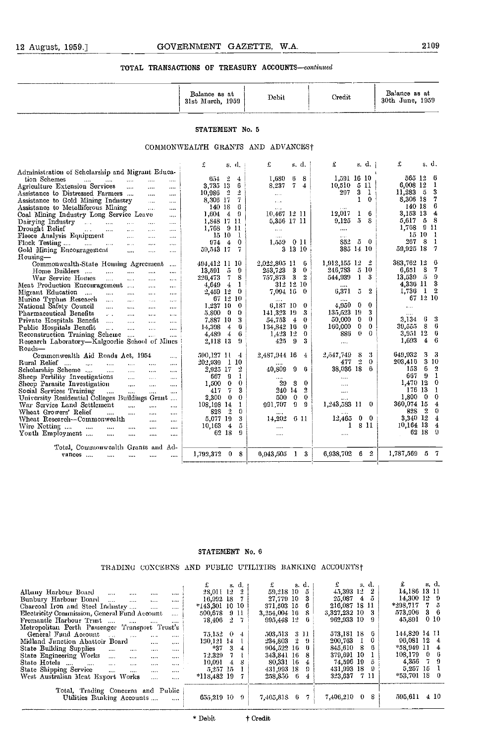## TOTAL TRANSACTIONS OF TREASURY ACCOUNTS—*continued*

### STATEMENT No. 5

COMMONWEALTH GRANTS AND ADVANCES†

| | Balance as at 31st March, 1959 £ s. d. | Debit £ s. d. | Credit £ s. d. | Balance as at 30th June, 1959 £ s. d. |
|---|---|---|---|---|
| Administration of Scholarship and Migrant Education Schemes | 654 2 4 | 1,680 6 8 | 1,591 16 10 | 565 12 6 |
| Agriculture Extension Services | 3,735 13 6 | 8,237 7 4 | 10,510 5 11 | 6,008 12 1 |
| Assistance to Distressed Farmers | 10,986 2 2 | .... | 297 3 1 | 11,283 5 3 |
| Assistance to Gold Mining Industry | 8,306 17 7 | .... | 1 1 0 | 8,306 18 7 |
| Assistance to Metalliferous Mining | 140 18 6 | .... | .... | 140 18 6 |
| Coal Mining Industry Long Service Leave | 1,604 4 9 | 10,467 12 11 | 12,017 1 6 | 3,153 13 4 |
| Dairying Industry | 1,848 17 11 | 5,356 17 11 | 9,125 5 8 | 5,617 5 8 |
| Drought Relief | 1,768 9 11 | .... | .... | 1,768 9 11 |
| Fleece Analysis Equipment | 15 10 1 | .... | .... | 15 10 1 |
| Flock Testing | 974 4 0 | 1,559 0 11 | 852 5 0 | 267 8 1 |
| Gold Mining Encouragement | 59,543 17 7 | 3 13 10 | 385 14 10 | 59,925 18 7 |
| Housing— | | | | |
| Commonwealth-State Housing Agreement | 494,412 11 10 | 2,022,805 11 6 | 1,912,155 12 2 | 383,762 12 6 |
| Home Builders | 13,591 5 9 | 253,723 3 0 | 246,783 5 10 | 6,651 8 7 |
| War Service Homes | 226,473 7 8 | 757,873 3 2 | 544,939 1 3 | 13,539 5 9 |
| Meat Production Encouragement | 4,649 4 1 | 312 12 10 | .... | 4,336 11 3 |
| Migrant Education | 2,459 12 0 | 7,004 16 0 | 6,371 5 2 | 1,736 1 2 |
| Murine Typhus Research | 67 12 10 | .... | .... | 67 12 10 |
| National Safety Council | 1,237 10 0 | 6,187 10 0 | 4,950 0 0 | .... |
| Pharmaceutical Benefits | 5,800 0 0 | 141,323 19 3 | 135,523 19 3 | .... |
| Private Hospitals Benefit | 7,887 10 3 | 54,753 4 0 | 50,000 0 0 | 3,134 6 3 |
| Public Hospitals Benefit | 14,398 4 6 | 134,842 16 0 | 160,000 0 0 | 39,555 8 6 |
| Reconstruction Training Scheme | 4,489 4 6 | 1,423 12 0 | 886 0 0 | 3,951 12 6 |
| Research Laboratory—Kalgoorlie School of Mines | 2,118 13 9 | 425 9 3 | .... | 1,693 4 6 |
| Roads— | | | | |
| Commonwealth Aid Roads Act, 1954 | 590,127 11 4 | 2,487,944 16 4 | 2,547,749 8 3 | 649,932 3 3 |
| Rural Relief | 202,939 1 10 | .... | 477 2 0 | 203,416 3 10 |
| Scholarship Scheme | 2,925 17 2 | 40,809 9 6 | 38,036 18 6 | 153 6 2 |
| Sheep Fertility Investigations | 667 9 1 | .... | .... | 667 9 1 |
| Sheep Parasite Investigation | 1,500 0 0 | 29 8 0 | .... | 1,470 12 0 |
| Social Services Training | 417 7 3 | 240 14 2 | .... | 176 13 1 |
| University Residential Colleges Buildings Grant | 2,300 0 0 | 500 0 0 | .... | 1,800 0 0 |
| War Service Land Settlement | 108,198 14 1 | 991,707 9 9 | 1,243,583 11 0 | 360,074 15 4 |
| Wheat Growers' Relief | 828 2 0 | .... | .... | 828 2 0 |
| Wheat Research—Commonwealth | 5,077 19 3 | 14,202 6 11 | 12,465 0 0 | 3,340 12 4 |
| Wire Netting | 10,163 4 5 | .... | 1 8 11 | 10,164 13 4 |
| Youth Employment | 62 18 9 | .... | .... | 62 18 9 |
| Total, Commonwealth Grants and Advances | 1,792,372 0 8 | 6,943,505 1 3 | 6,938,702 6 2 | 1,787,569 5 7 |

### STATEMENT No. 6

TRADING CONCERNS AND PUBLIC UTILITIES BANKING ACCOUNTS†

| | Balance as at 31st March, 1959 £ s. d. | Debit £ s. d. | Credit £ s. d. | Balance as at 30th June, 1959 £ s. d. |
|---|---|---|---|---|
| Albany Harbour Board | 28,011 12 2 | 59,218 10 5 | 45,393 12 2 | 14,186 13 11 |
| Bunbury Harbour Board | 16,992 18 7 | 27,779 10 3 | 25,087 4 5 | 14,300 12 9 |
| Charcoal Iron and Steel Industry | *143,301 10 10 | 371,503 15 6 | 216,087 18 11 | *298,717 7 5 |
| Electricity Commission, General Fund Account | 500,678 9 11 | 3,254,004 16 8 | 3,327,232 10 3 | 573,906 3 6 |
| Fremantle Harbour Trust | 78,406 2 7 | 995,448 12 6 | 962,933 10 9 | 45,891 0 10 |
| Metropolitan Perth Passenger Transport Trust's General Fund Account | 75,152 0 4 | 503,513 3 11 | 573,181 18 6 | 144,820 14 11 |
| Midland Junction Abattoir Board | 130,121 14 1 | 234,803 2 9 | 200,763 1 0 | 96,081 12 4 |
| State Building Supplies | *37 3 4 | 904,522 16 0 | 845,610 8 6 | *58,949 11 4 |
| State Engineering Works | 72,329 7 1 | 343,841 16 8 | 379,691 10 1 | 108,179 0 6 |
| State Hotels | 10,091 4 8 | 80,331 16 4 | 74,596 19 5 | 4,356 7 9 |
| State Shipping Service | 5,257 15 1 | 431,993 18 9 | 431,993 18 9 | 5,257 15 1 |
| West Australian Meat Export Works | *118,482 19 7 | 258,856 6 4 | 323,637 7 11 | *53,701 18 0 |
| Total, Trading Concerns and Public Utilities Banking Accounts | 655,219 10 9 | 7,465,818 6 7 | 7,406,210 0 8 | 595,611 4 10 |

\* Debit † Credit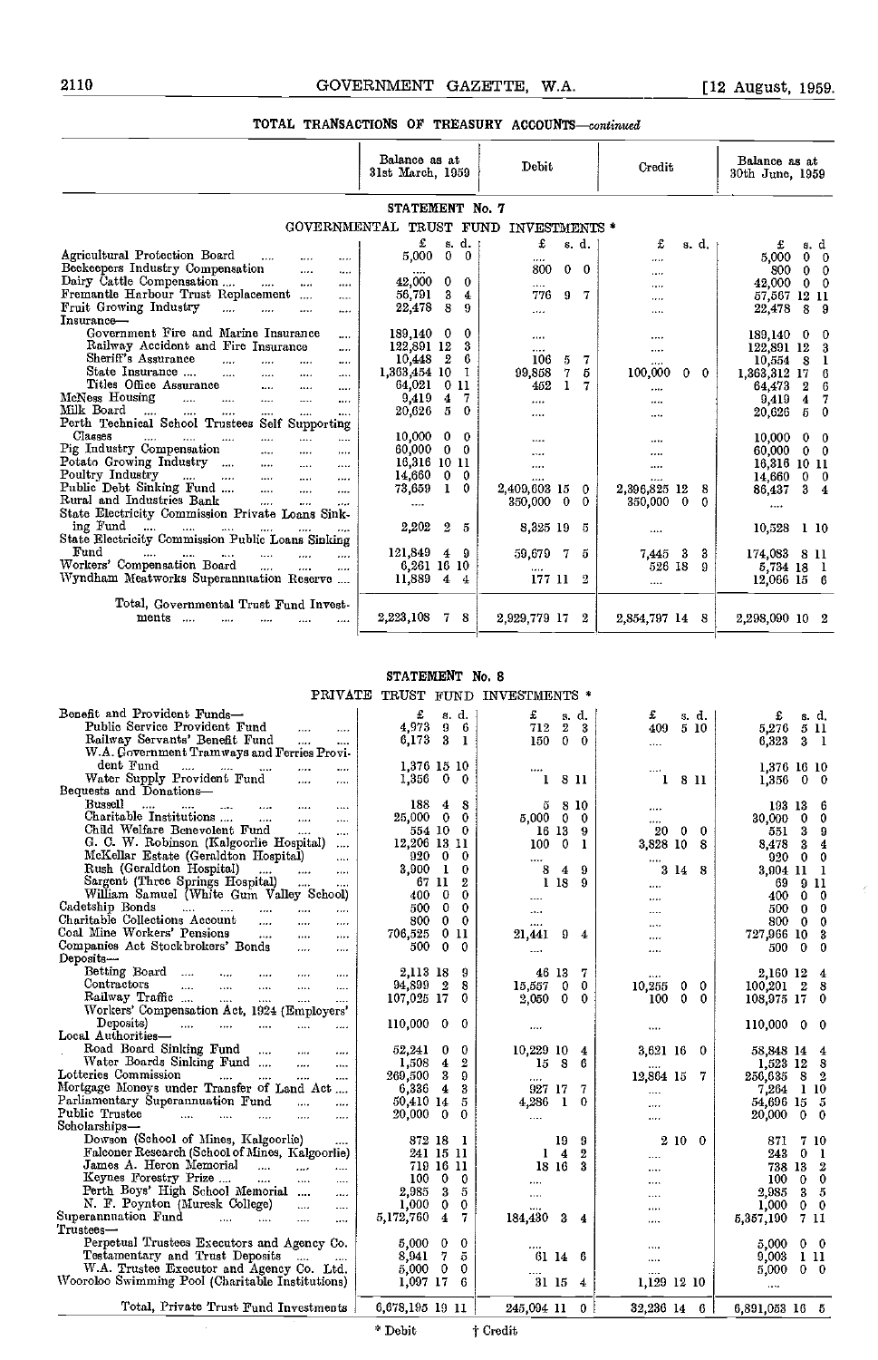## TOTAL TRANSACTIONS OF TREASURY ACCOUNTS—*continued*

### STATEMENT No. 7

#### GOVERNMENTAL TRUST FUND INVESTMENTS *

| | Balance as at 31st March, 1959 | Debit | Credit | Balance as at 30th June, 1959 |
|---|---|---|---|---|
| | £ s. d. | £ s. d. | £ s. d. | £ s. d. |
| Agricultural Protection Board | 5,000 0 0 | .... | .... | 5,000 0 0 |
| Beekeepers Industry Compensation | .... | 800 0 0 | .... | 800 0 0 |
| Dairy Cattle Compensation | 42,000 0 0 | .... | .... | 42,000 0 0 |
| Fremantle Harbour Trust Replacement | 56,791 3 4 | 776 9 7 | .... | 57,567 12 11 |
| Fruit Growing Industry | 22,478 8 9 | .... | .... | 22,478 8 9 |
| Insurance— | | | | |
| Government Fire and Marine Insurance | 189,140 0 0 | .... | .... | 189,140 0 0 |
| Railway Accident and Fire Insurance | 122,891 12 3 | .... | .... | 122,891 12 3 |
| Sheriff's Assurance | 10,448 2 6 | 106 5 7 | .... | 10,554 8 1 |
| State Insurance | 1,363,454 10 1 | 99,858 7 5 | 100,000 0 0 | 1,363,312 17 6 |
| Titles Office Assurance | 64,021 0 11 | 452 1 7 | .... | 64,473 2 6 |
| McNess Housing | 9,419 4 7 | .... | .... | 9,419 4 7 |
| Milk Board | 20,626 5 0 | .... | .... | 20,626 5 0 |
| Perth Technical School Trustees Self Supporting Classes | 10,000 0 0 | .... | .... | 10,000 0 0 |
| Pig Industry Compensation | 60,000 0 0 | .... | .... | 60,000 0 0 |
| Potato Growing Industry | 16,316 10 11 | .... | .... | 16,316 10 11 |
| Poultry Industry | 14,660 0 0 | .... | .... | 14,660 0 0 |
| Public Debt Sinking Fund | 73,659 1 0 | 2,409,603 15 0 | 2,396,825 12 8 | 86,437 3 4 |
| Rural and Industries Bank | .... | 350,000 0 0 | 350,000 0 0 | .... |
| State Electricity Commission Private Loans Sinking Fund | 2,202 2 5 | 8,325 19 5 | .... | 10,528 1 10 |
| State Electricity Commission Public Loans Sinking Fund | 121,849 4 9 | 59,679 7 5 | 7,445 3 3 | 174,083 8 11 |
| Workers' Compensation Board | 6,261 16 10 | .... | 526 18 9 | 5,734 18 1 |
| Wyndham Meatworks Superannuation Reserve | 11,889 4 4 | 177 11 2 | .... | 12,066 15 6 |
| Total, Governmental Trust Fund Investments | 2,223,108 7 8 | 2,929,779 17 2 | 2,854,797 14 8 | 2,298,090 10 2 |

### STATEMENT No. 8

#### PRIVATE TRUST FUND INVESTMENTS *

| | Balance as at 31st March, 1959 | Debit | Credit | Balance as at 30th June, 1959 |
|---|---|---|---|---|
| | £ s. d. | £ s. d. | £ s. d. | £ s. d. |
| Benefit and Provident Funds— | | | | |
| Public Service Provident Fund | 4,973 9 6 | 712 2 3 | 409 5 10 | 5,276 5 11 |
| Railway Servants' Benefit Fund | 6,173 3 1 | 150 0 0 | .... | 6,323 3 1 |
| W.A. Government Tramways and Ferries Provident Fund | 1,376 15 10 | .... | .... | 1,376 15 10 |
| Water Supply Provident Fund | 1,356 0 0 | 1 8 11 | 1 8 11 | 1,356 0 0 |
| Bequests and Donations— | | | | |
| Bussell | 188 4 8 | 5 8 10 | .... | 193 13 6 |
| Charitable Institutions | 25,000 0 0 | 5,000 0 0 | .... | 30,000 0 0 |
| Child Welfare Benevolent Fund | 554 10 0 | 16 13 9 | 20 0 0 | 551 3 9 |
| G. C. W. Robinson (Kalgoorlie Hospital) | 12,206 13 11 | 100 0 1 | 3,828 10 8 | 8,478 3 4 |
| McKellar Estate (Geraldton Hospital) | 920 0 0 | .... | .... | 920 0 0 |
| Rush (Geraldton Hospital) | 3,000 1 0 | 8 4 9 | 3 14 8 | 3,004 11 1 |
| Sargent (Three Springs Hospital) | 67 11 2 | 1 18 9 | .... | 69 9 11 |
| William Samuel (White Gum Valley School) | 400 0 0 | .... | .... | 400 0 0 |
| Cadetship Bonds | 500 0 0 | .... | .... | 500 0 0 |
| Charitable Collections Account | 800 0 0 | .... | .... | 800 0 0 |
| Coal Mine Workers' Pensions | 706,525 0 11 | 21,441 9 4 | .... | 727,966 10 3 |
| Companies Act Stockbrokers' Bonds | 500 0 0 | .... | .... | 500 0 0 |
| Deposits— | | | | |
| Betting Board | 2,113 18 9 | 46 13 7 | .... | 2,160 12 4 |
| Contractors | 94,899 2 8 | 15,557 0 0 | 10,255 0 0 | 100,201 2 8 |
| Railway Traffic | 107,025 17 0 | 2,050 0 0 | 100 0 0 | 108,975 17 0 |
| Workers' Compensation Act, 1924 (Employers' Deposits) | 110,000 0 0 | .... | .... | 110,000 0 0 |
| Local Authorities— | | | | |
| Road Board Sinking Fund | 52,241 0 0 | 10,229 10 4 | 3,621 16 0 | 58,848 14 4 |
| Water Boards Sinking Fund | 1,508 4 2 | 15 8 6 | .... | 1,523 12 8 |
| Lotteries Commission | 269,500 3 9 | .... | 12,864 15 7 | 256,635 8 2 |
| Mortgage Moneys under Transfer of Land Act | 6,336 4 3 | 927 17 7 | .... | 7,264 1 10 |
| Parliamentary Superannuation Fund | 50,410 14 5 | 4,286 1 0 | .... | 54,696 15 5 |
| Public Trustee | 20,000 0 0 | .... | .... | 20,000 0 0 |
| Scholarships— | | | | |
| Dowson (School of Mines, Kalgoorlie) | 872 18 1 | 19 9 | 2 10 0 | 871 7 10 |
| Falconer Research (School of Mines, Kalgoorlie) | 241 15 11 | 1 4 2 | .... | 243 0 1 |
| James A. Heron Memorial | 719 16 11 | 18 16 3 | .... | 738 13 2 |
| Keynes Forestry Prize | 100 0 0 | .... | .... | 100 0 0 |
| Perth Boys' High School Memorial | 2,985 3 5 | .... | .... | 2,985 3 5 |
| N. F. Poynton (Muresk College) | 1,000 0 0 | .... | .... | 1,000 0 0 |
| Superannuation Fund | 5,172,760 4 7 | 184,430 3 4 | .... | 5,357,190 7 11 |
| Trustees— | | | | |
| Perpetual Trustees Executors and Agency Co. | 5,000 0 0 | .... | .... | 5,000 0 0 |
| Testamentary and Trust Deposits | 8,941 7 5 | 61 14 6 | .... | 9,003 1 11 |
| W.A. Trustee Executor and Agency Co. Ltd. | 5,000 0 0 | .... | .... | 5,000 0 0 |
| Wooroloo Swimming Pool (Charitable Institutions) | 1,097 17 6 | 31 15 4 | 1,129 12 10 | .... |
| Total, Private Trust Fund Investments | 6,678,195 19 11 | 245,094 11 0 | 32,236 14 6 | 6,891,053 16 5 |

\* Debit † Credit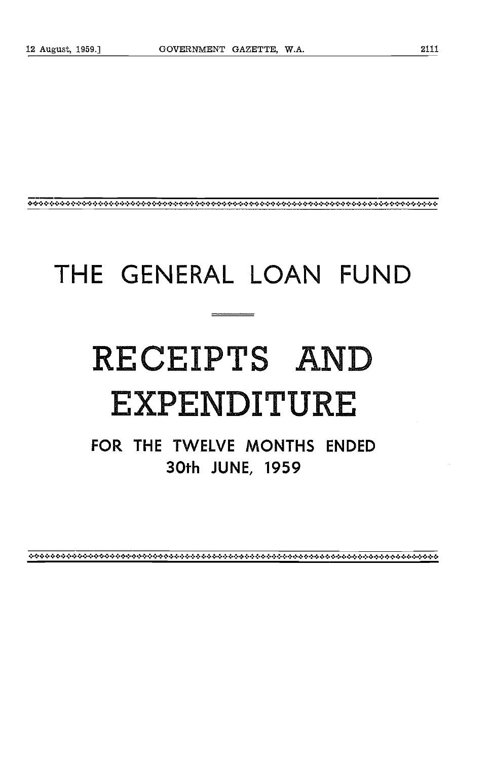# THE GENERAL LOAN FUND

# RECEIPTS AND EXPENDITURE

## FOR THE TWELVE MONTHS ENDED 30th JUNE, 1959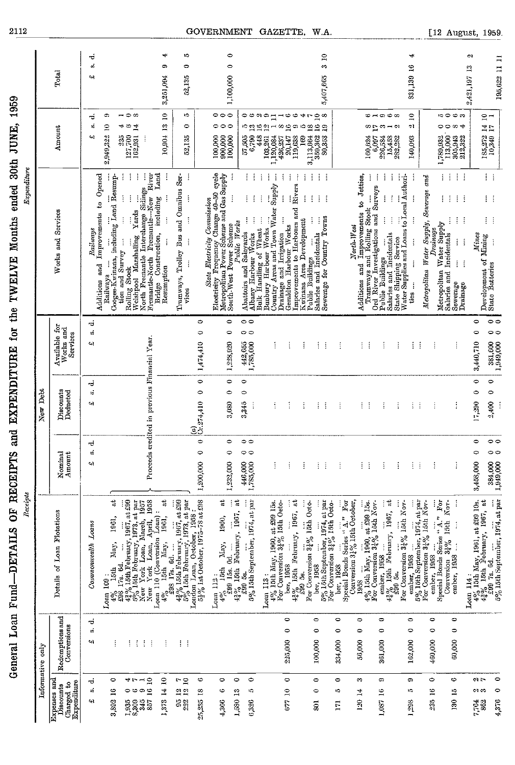# General Loan Fund—DETAILS OF RECEIPTS and EXPENDITURE for the TWELVE Months ended 30th JUNE, 1959

## Receipts

| Informative only: Expenses and Discounts Charged to Expenditure | Informative only: Redemptions and Conversions | Details of Loan Flotations | New Debt: Nominal Amount | New Debt: Discounts Deducted | New Debt: Available for Works and Services |
|---|---|---|---|---|---|
| £ s. d. | £ s. d. | | £ s. d. | £ s. d. | £ s. d. |
| | | *Commonwealth Loans* | | | |
| | | Loan 109: | | | |
| 3,802 16 0 | ... | 4% 15th May, 1961, at £98 17s. 6d. | Proceeds credited in previous Financial Year. | | |
| 1,935 0 4 | ... | 4½% 15th February, 1967, at £99 | | | |
| 8,309 6 7 | ... | 5% 15th February, 1973, at par | | | |
| 345 9 1 | ... | New York Loan, March, 1957 | | | |
| 837 16 10 | ... | New York Loan, April, 1958 | | | |
| | | Loan 110 (Conversion Loan): | | | |
| 1,378 14 10 | ... | 4% 15th May, 1961, at £98 17s. 6d. | | | |
| 65 12 7 | ... | 4½% 15th February, 1967, at £99 | | | |
| 222 12 10 | ... | 5% 15th February, 1973, at par | | | |
| | | London Loan, October, 1958: | | | |
| 25,285 18 6 | | 5½% 1st October, 1975-78 at £98 | 1,200,000 0 0 | (a) Cr. 274,410 0 0 | 1,474,410 0 0 |
| | | Loan 112: | | | |
| 4,366 6 0 | | 4% 15th May, 1960, at £99 15s. 0d. | 1,232,000 0 0 | 3,080 0 0 | 1,228,920 0 0 |
| 1,580 13 0 | | 4½% 15th February, 1967, at £99 5s. | 446,000 0 0 | 3,345 0 0 | 442,655 0 0 |
| 6,326 5 0 | | 5% 15th September, 1974, at par | 1,785,000 0 0 | ... | 1,785,000 0 0 |
| | | Loan 113: | | | |
| 677 10 0 | 225,000 0 0 | 4% 15th May, 1960, at £99 15s. For Conversion 3¼% 15th October, 1958 | ... | ... | ... |
| 801 0 0 | 100,000 0 0 | 4½% 15th February, 1967, at £99 5s. For Conversion 3¼% 15th October, 1958 | ... | ... | ... |
| 171 5 0 | 334,000 0 0 | 5% 15th September, 1974, at par For Conversion 3¼% 15th October, 1958 | ... | ... | ... |
| 120 14 3 | 56,000 0 0 | Special Bonds Series "A." For Conversion 3¼% 15th October, 1958 | ... | ... | ... |
| 1,087 16 9 | 361,000 0 0 | 4% 15th May, 1960, at £99 15s. For Conversion 3¼% 15th November, 1958 | ... | ... | ... |
| 1,298 5 9 | 162,000 0 0 | 4½% 15th February, 1967, at £99 5s. For Conversion 3¼% 15th November, 1958 | ... | ... | ... |
| 235 16 0 | 460,000 0 0 | 5% 15th September, 1974, at par For Conversion 3¼% 15th November, 1958 | ... | ... | ... |
| 130 15 6 | 60,000 0 0 | Special Bonds Series "A." For Conversion 3¼% 15th November, 1958 | ... | ... | ... |
| | | Loan 114: | | | |
| 7,704 2 2 | | 4% 15th May, 1961, at £99 10s. | 3,458,000 0 0 | 17,290 0 0 | 3,440,710 0 0 |
| 862 3 7 | | 4½% 15th February, 1967, at £99 7s. 6d. | 384,000 0 0 | 2,400 0 0 | 381,600 0 0 |
| 4,376 0 0 | | 5% 15th September, 1974, at par | 1,949,000 0 0 | ... | 1,949,000 0 0 |

## Expenditure

| Works and Services | Amount | Total |
|---|---|---|
| | £ s. d. | £ s. d. |
| *Railways* | | |
| Additions and Improvements to Opened Railways | 2,949,322 10 9 | |
| Coogee-Kwinana, including Land Resumption and Survey | 235 4 1 | |
| Rolling Stock | 127,700 5 0 | |
| Welshpool Marshalling Yards | 162,931 14 8 | |
| North Fremantle Interchange Sidings | ... | |
| Fremantle-North Fremantle—New River Bridge Construction, including Land Resumption | 10,904 13 10 | 3,251,094 9 4 |
| Tramways, Trolley Bus and Omnibus Services | 52,135 0 5 | 52,135 0 5 |
| *State Electricity Commission* | | |
| Electricity Frequency Change 40-50 cycle | 100,000 0 0 | |
| Metropolitan Power Scheme and Gas Supply | 900,000 0 0 | |
| South-West Power Scheme | 100,000 0 0 | 1,100,000 0 0 |
| *Public Works* | | |
| Abattoirs and Saleyards | 57,505 5 0 | |
| Albany Harbour Works | 6,790 13 6 | |
| Bulk Handling of Wheat | 448 16 2 | |
| Bunbury Harbour Works | 103,261 12 9 | |
| Country Areas and Town Water Supply | 1,120,084 1 11 | |
| Drainage and Irrigation | 426,237 8 1 | |
| Geraldton Harbour Works | 20,147 16 6 | |
| Improvements to Harbours and Rivers | 119,638 9 6 | |
| Kwinana Area Development | 169 5 4 | |
| Public Buildings | 3,113,664 18 7 | |
| Salaries and Incidentals | 350,362 16 10 | |
| Sewerage for Country Towns | 89,353 19 8 | 5,407,665 3 10 |
| *North-West* | | |
| Additions and Improvements to Jetties, Tramways and Rolling Stock | 160,624 8 6 | |
| Ord River Investigations and Surveys | 6,097 17 1 | |
| Public Buildings | 226,584 3 9 | |
| Salaries and Incidentals | 15,458 1 6 | |
| State Shipping Service | 282,282 2 8 | |
| Water Supplies and Loans to Local Authorities | 140,093 2 10 | 831,139 16 4 |
| *Metropolitan Water Supply, Sewerage and Drainage* | | |
| Metropolitan Water Supply | 1,789,932 0 5 | |
| Salaries and Incidentals | 113,000 0 0 | |
| Sewerage | 305,943 8 6 | |
| Drainage | 212,322 4 3 | 2,421,197 13 2 |
| *Mines* | | |
| Development of Mining | 185,272 14 10 | |
| State Batteries | 10,349 17 1 | 195,622 11 11 |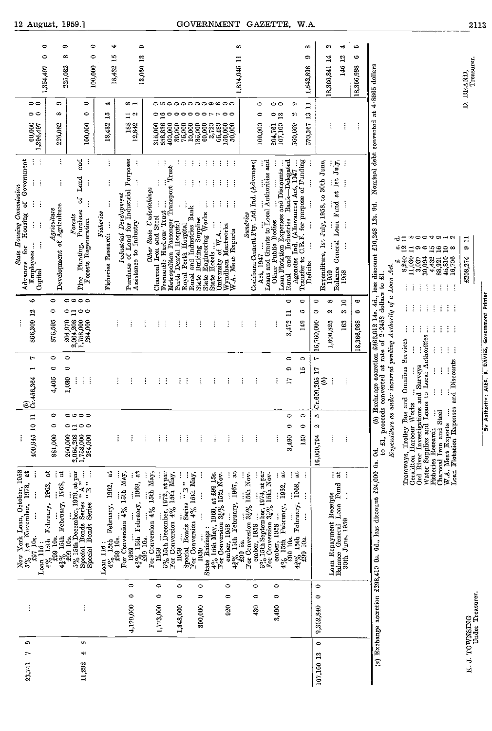| | | | | | |
|---|---|---|---|---|---|
| 23,741 7 9 | ... | New York Loan, October, 1958: 5% 1st November, 1978, at £97 10s. | 400,945 10 11 | (b) Cr.456,364 1 7 | 857,309 12 6 |
| | | Loan 115: | | | |
| | | 4% 15th February, 1962, at £99 10s. | 881,000 0 0 | 4,405 0 0 | 876,595 0 0 |
| 11,292 4 8 | ... | 4½% 15th February, 1968, at £99 10s. | 206,000 0 0 | 1,030 0 0 | 204,970 0 0 |
| | | 5% 15th December, 1979, at par | 2,064,208 11 6 | ... | 2,064,208 11 6 |
| | | Special Bonds Series "A" | 1,758,000 0 0 | ... | 1,758,000 0 0 |
| | | Special Bonds Series "B" | 284,000 0 0 | ... | 284,000 0 0 |
| | | Loan 116: | | | |
| | 4,179,000 0 0 | 4% 15th February, 1962, at £99 10s. For Conversion 4% 15th May, 1959 | ... | ... | ... |
| | 1,773,000 0 0 | 4½% 15th February, 1968, at £99 10s. For Conversion 4% 15th May, 1959 | ... | ... | ... |
| | 1,348,000 0 0 | 5% 15th December, 1979, at par For Conversion 4% 15th May, 1959 | ... | ... | ... |
| | 300,000 0 0 | Special Bonds Series "B" For Conversion 4% 15th May, 1959 | ... | ... | ... |
| | | State Raisings: | | | |
| | 920 0 0 | 4% 15th May, 1960, at £99 15s. For Conversion 3½% 15th November, 1958 | ... | ... | ... |
| | 430 0 0 | 4¼% 15th February, 1967, at £99 5s. For Conversion 3½% 15th November, 1958 | ... | ... | ... |
| | 3,490 0 0 | 5% 15th September, 1974, at par For Conversion 3½% 15th November, 1958 | ... | ... | ... |
| | | 4% 15th February, 1962, at £99 10s. | 3,490 0 0 | 17 9 0 | 3,472 11 0 |
| | | 4½% 15th February, 1968, at £99 10s. | 150 0 0 | 15 0 | 149 5 0 |
| 107,100 13 0 | 9,362,840 0 0 | | 16,060,794 2 5 | Cr.699,205 17 7 (b) | 16,760,000 0 0 |
| | | Loan Repayment Receipts ... | ... | | 1,606,825 2 8 |
| | | Balance General Loan Fund at 30th June, 1959 ... | ... | | 163 3 10 |
| | | | | | 18,366,988 6 6 |

| | | |
|---|---|---|
| *State Housing Commission* | | |
| Advances for Housing of Government Employees ... | 60,000 0 0 | |
| Capital ... | 1,294,497 0 0 | 1,354,497 0 0 |
| *Agriculture* | | |
| Development of Agriculture ... | 225,082 8 9 | 225,082 8 9 |
| *Forests* | | |
| Pine Planting, Purchase of Land and Forests Regeneration ... | 100,000 0 0 | 100,000 0 0 |
| *Fisheries* | | |
| Fisheries Research ... | 18,432 15 4 | 18,432 15 4 |
| *Industrial Development* | | |
| Purchase of Land for Industrial Purposes | 188 11 8 | |
| Assistance to Industry ... | 12,842 2 1 | 13,030 13 9 |
| *Other State Undertakings* | | |
| Charcoal Iron and Steel ... | 315,000 0 0 | |
| Fremantle Harbour Trust ... | 558,836 16 5 | |
| Metropolitan Passenger Transport Trust | 400,000 0 0 | |
| Perth Dental Hospital ... | 30,000 0 0 | |
| Royal Perth Hospital ... | 75,000 0 0 | |
| Rural and Industries Bank ... | 10,000 0 0 | |
| State Building Supplies ... | 135,000 0 0 | |
| State Engineering Works ... | 60,000 0 0 | |
| State Hotels ... | 3,720 7 9 | |
| University of W.A. ... | 66,488 7 6 | |
| Wyndham Meatworks ... | 150,000 0 0 | |
| W.A. Meat Exports ... | 50,000 0 0 | 1,854,045 11 8 |
| *Sundries* | | |
| Cockburn Cement Pty. Ltd. Ind. (Advances) Act, 1947 ... | 100,000 0 0 | |
| Loans and Grants to Local Authorities and Other Public Bodies ... | 204,761 0 0 | |
| Loan Flotation Expenses and Discounts ... | 107,100 13 0 | |
| Rural and Industries Bank—Delegated Agencies Ind. (Allowances) Act, 1947 ... | 560,669 2 9 | |
| Transfer to C.R.F. for purpose of Funding Deficits ... | 570,367 13 11 | 1,542,898 9 8 |
| Expenditure, 1st July, 1958, to 30th June, 1959 ... | ... | 18,366,841 14 2 |
| Balance General Loan Fund at 1st July, 1958 ... | ... | 146 12 4 |
| | ... | 18,366,988 6 6 |

(a) Exchange accretion £298,410 0s. 0d., less discount £24,000 0s. 0d. (b) Exchange accretion £466,612 14s. 4d., less discount £10,248 12s. 9d. Nominal debt converted at 4·8665 dollars to £1, proceeds converted at rate of 2·2453 dollars to £1.

*Expenditure as under incurred pending Authority of a Loan Act.*

| | £ s. d. |
|---|---|
| Tramways, Trolley Bus and Omnibus Services ... | 8,240 12 11 |
| Geraldton Harbour Works ... | 11,030 11 8 |
| Ord River Investigations and Surveys ... | 3,037 9 0 |
| Water Supplies and Loans to Local Authorities ... | 30,094 6 0 |
| Fisheries Research ... | 4,432 15 4 |
| Charcoal Iron and Steel ... | 88,921 16 9 |
| W.A. Meat Exports ... | 45,810 10 1 |
| Loan Flotation Expenses and Discounts ... | 16,706 8 2 |
| | £208,274 9 11 |

K. J. TOWNSING,
Under Treasurer.

D. BRAND,
Treasurer.

By Authority: ALEX. B. DAVIES, Government Printer